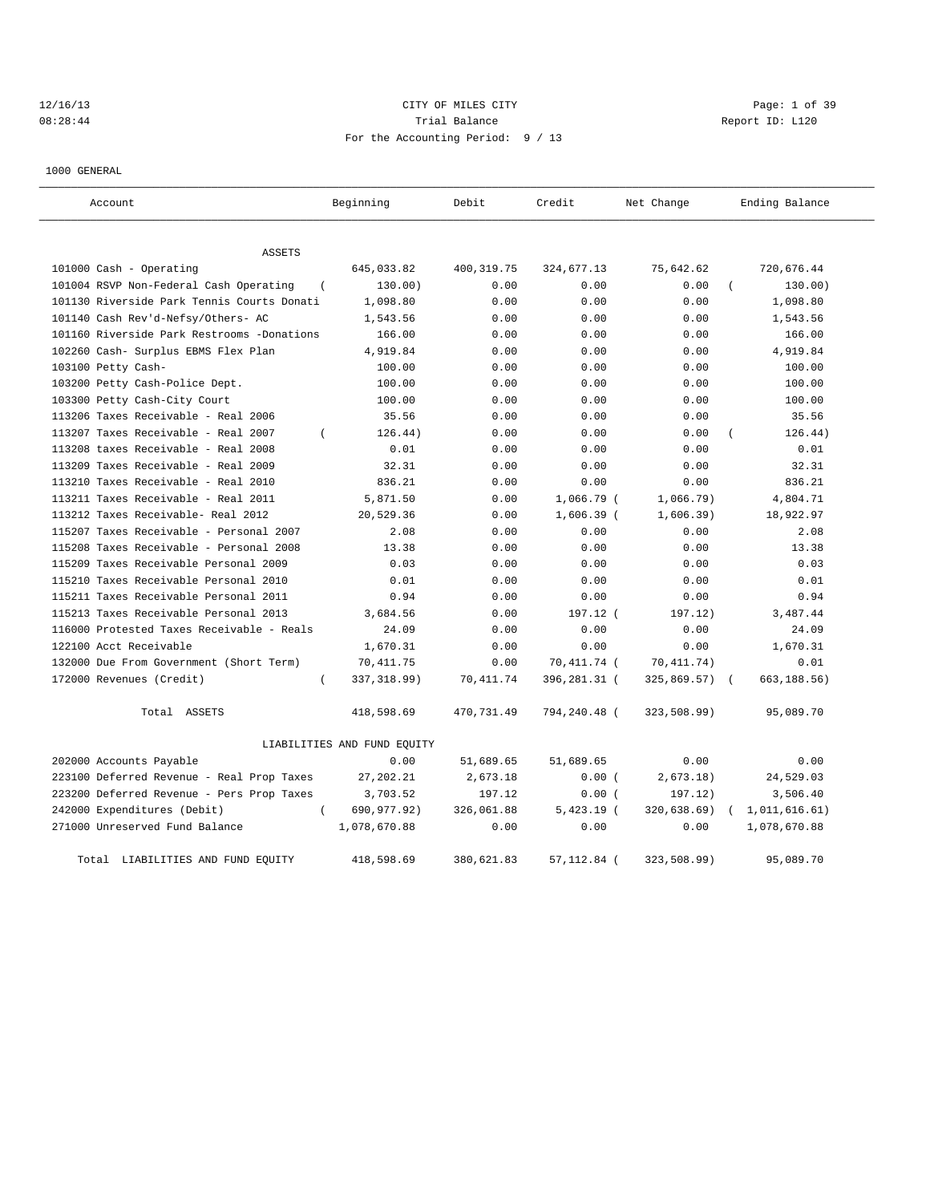CITY OF MILES CITY
Trial Balance
For the Accounting Period: 9 / 13

12/16/13 08:28:44 — Report ID: L120

1000 GENERAL

| Account | Beginning | Debit | Credit | Net Change | Ending Balance |
|---|---|---|---|---|---|
| ASSETS | | | | | |
| 101000 Cash - Operating | 645,033.82 | 400,319.75 | 324,677.13 | 75,642.62 | 720,676.44 |
| 101004 RSVP Non-Federal Cash Operating | ( 130.00) | 0.00 | 0.00 | 0.00 | ( 130.00) |
| 101130 Riverside Park Tennis Courts Donati | 1,098.80 | 0.00 | 0.00 | 0.00 | 1,098.80 |
| 101140 Cash Rev'd-Nefsy/Others- AC | 1,543.56 | 0.00 | 0.00 | 0.00 | 1,543.56 |
| 101160 Riverside Park Restrooms -Donations | 166.00 | 0.00 | 0.00 | 0.00 | 166.00 |
| 102260 Cash- Surplus EBMS Flex Plan | 4,919.84 | 0.00 | 0.00 | 0.00 | 4,919.84 |
| 103100 Petty Cash- | 100.00 | 0.00 | 0.00 | 0.00 | 100.00 |
| 103200 Petty Cash-Police Dept. | 100.00 | 0.00 | 0.00 | 0.00 | 100.00 |
| 103300 Petty Cash-City Court | 100.00 | 0.00 | 0.00 | 0.00 | 100.00 |
| 113206 Taxes Receivable - Real 2006 | 35.56 | 0.00 | 0.00 | 0.00 | 35.56 |
| 113207 Taxes Receivable - Real 2007 | ( 126.44) | 0.00 | 0.00 | 0.00 | ( 126.44) |
| 113208 taxes Receivable - Real 2008 | 0.01 | 0.00 | 0.00 | 0.00 | 0.01 |
| 113209 Taxes Receivable - Real 2009 | 32.31 | 0.00 | 0.00 | 0.00 | 32.31 |
| 113210 Taxes Receivable - Real 2010 | 836.21 | 0.00 | 0.00 | 0.00 | 836.21 |
| 113211 Taxes Receivable - Real 2011 | 5,871.50 | 0.00 | 1,066.79 | ( 1,066.79) | 4,804.71 |
| 113212 Taxes Receivable- Real 2012 | 20,529.36 | 0.00 | 1,606.39 | ( 1,606.39) | 18,922.97 |
| 115207 Taxes Receivable - Personal 2007 | 2.08 | 0.00 | 0.00 | 0.00 | 2.08 |
| 115208 Taxes Receivable - Personal 2008 | 13.38 | 0.00 | 0.00 | 0.00 | 13.38 |
| 115209 Taxes Receivable Personal 2009 | 0.03 | 0.00 | 0.00 | 0.00 | 0.03 |
| 115210 Taxes Receivable Personal 2010 | 0.01 | 0.00 | 0.00 | 0.00 | 0.01 |
| 115211 Taxes Receivable Personal 2011 | 0.94 | 0.00 | 0.00 | 0.00 | 0.94 |
| 115213 Taxes Receivable Personal 2013 | 3,684.56 | 0.00 | 197.12 | ( 197.12) | 3,487.44 |
| 116000 Protested Taxes Receivable - Reals | 24.09 | 0.00 | 0.00 | 0.00 | 24.09 |
| 122100 Acct Receivable | 1,670.31 | 0.00 | 0.00 | 0.00 | 1,670.31 |
| 132000 Due From Government (Short Term) | 70,411.75 | 0.00 | 70,411.74 | ( 70,411.74) | 0.01 |
| 172000 Revenues (Credit) | ( 337,318.99) | 70,411.74 | 396,281.31 | ( 325,869.57) | ( 663,188.56) |
| Total ASSETS | 418,598.69 | 470,731.49 | 794,240.48 | ( 323,508.99) | 95,089.70 |
| LIABILITIES AND FUND EQUITY | | | | | |
| 202000 Accounts Payable | 0.00 | 51,689.65 | 51,689.65 | 0.00 | 0.00 |
| 223100 Deferred Revenue - Real Prop Taxes | 27,202.21 | 2,673.18 | 0.00 | ( 2,673.18) | 24,529.03 |
| 223200 Deferred Revenue - Pers Prop Taxes | 3,703.52 | 197.12 | 0.00 | ( 197.12) | 3,506.40 |
| 242000 Expenditures (Debit) | ( 690,977.92) | 326,061.88 | 5,423.19 | ( 320,638.69) | ( 1,011,616.61) |
| 271000 Unreserved Fund Balance | 1,078,670.88 | 0.00 | 0.00 | 0.00 | 1,078,670.88 |
| Total LIABILITIES AND FUND EQUITY | 418,598.69 | 380,621.83 | 57,112.84 | ( 323,508.99) | 95,089.70 |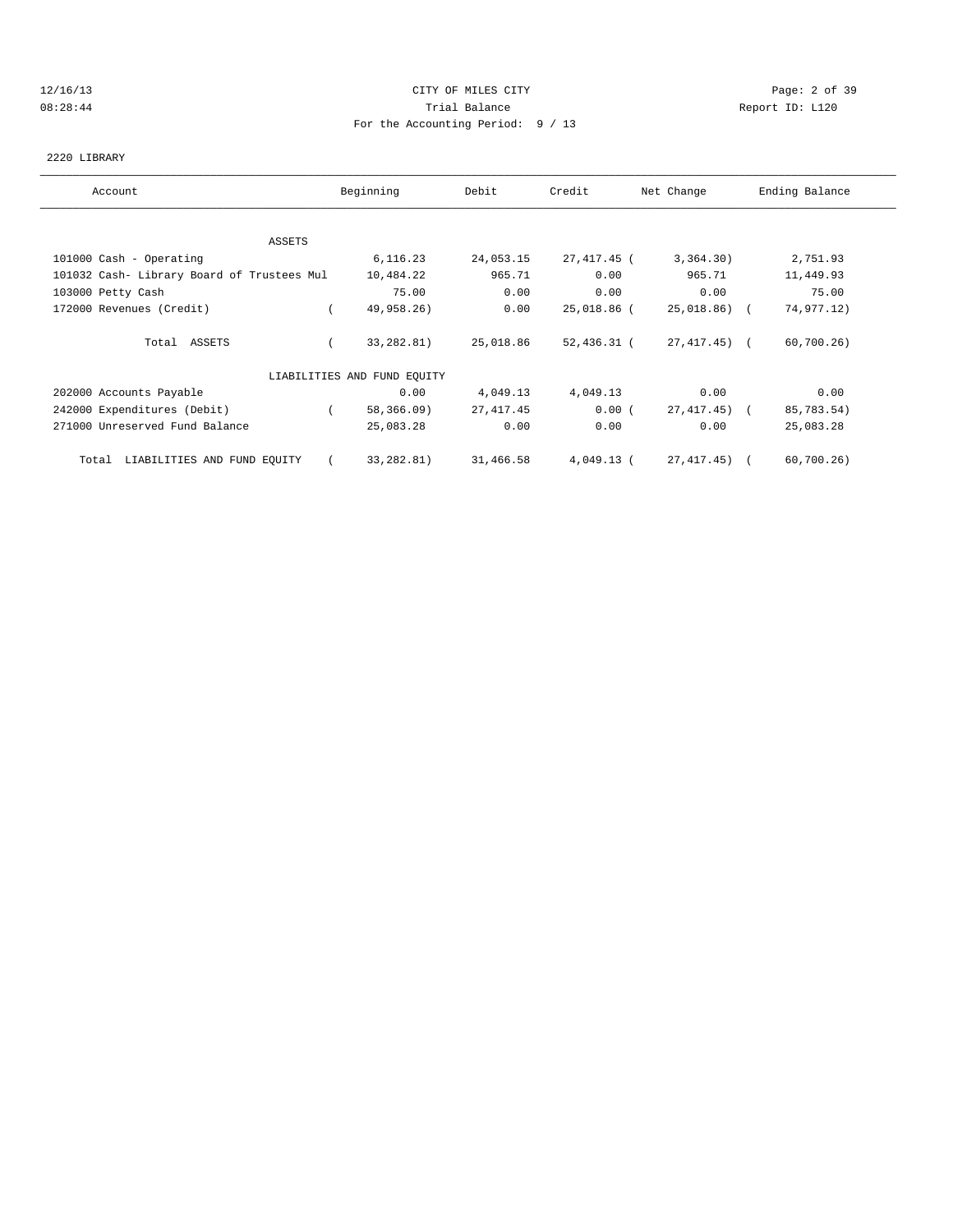CITY OF MILES CITY
Trial Balance
For the Accounting Period: 9 / 13

12/16/13
08:28:44

Report ID: L120

2220 LIBRARY

| Account | Beginning | Debit | Credit | Net Change | Ending Balance |
|---|---|---|---|---|---|
| ASSETS | | | | | |
| 101000 Cash - Operating | 6,116.23 | 24,053.15 | 27,417.45 | ( 3,364.30) | 2,751.93 |
| 101032 Cash- Library Board of Trustees Mul | 10,484.22 | 965.71 | 0.00 | 965.71 | 11,449.93 |
| 103000 Petty Cash | 75.00 | 0.00 | 0.00 | 0.00 | 75.00 |
| 172000 Revenues (Credit) | ( 49,958.26) | 0.00 | 25,018.86 | ( 25,018.86) | ( 74,977.12) |
| Total ASSETS | ( 33,282.81) | 25,018.86 | 52,436.31 | ( 27,417.45) | ( 60,700.26) |
| LIABILITIES AND FUND EQUITY | | | | | |
| 202000 Accounts Payable | 0.00 | 4,049.13 | 4,049.13 | 0.00 | 0.00 |
| 242000 Expenditures (Debit) | ( 58,366.09) | 27,417.45 | 0.00 | ( 27,417.45) | ( 85,783.54) |
| 271000 Unreserved Fund Balance | 25,083.28 | 0.00 | 0.00 | 0.00 | 25,083.28 |
| Total LIABILITIES AND FUND EQUITY | ( 33,282.81) | 31,466.58 | 4,049.13 | ( 27,417.45) | ( 60,700.26) |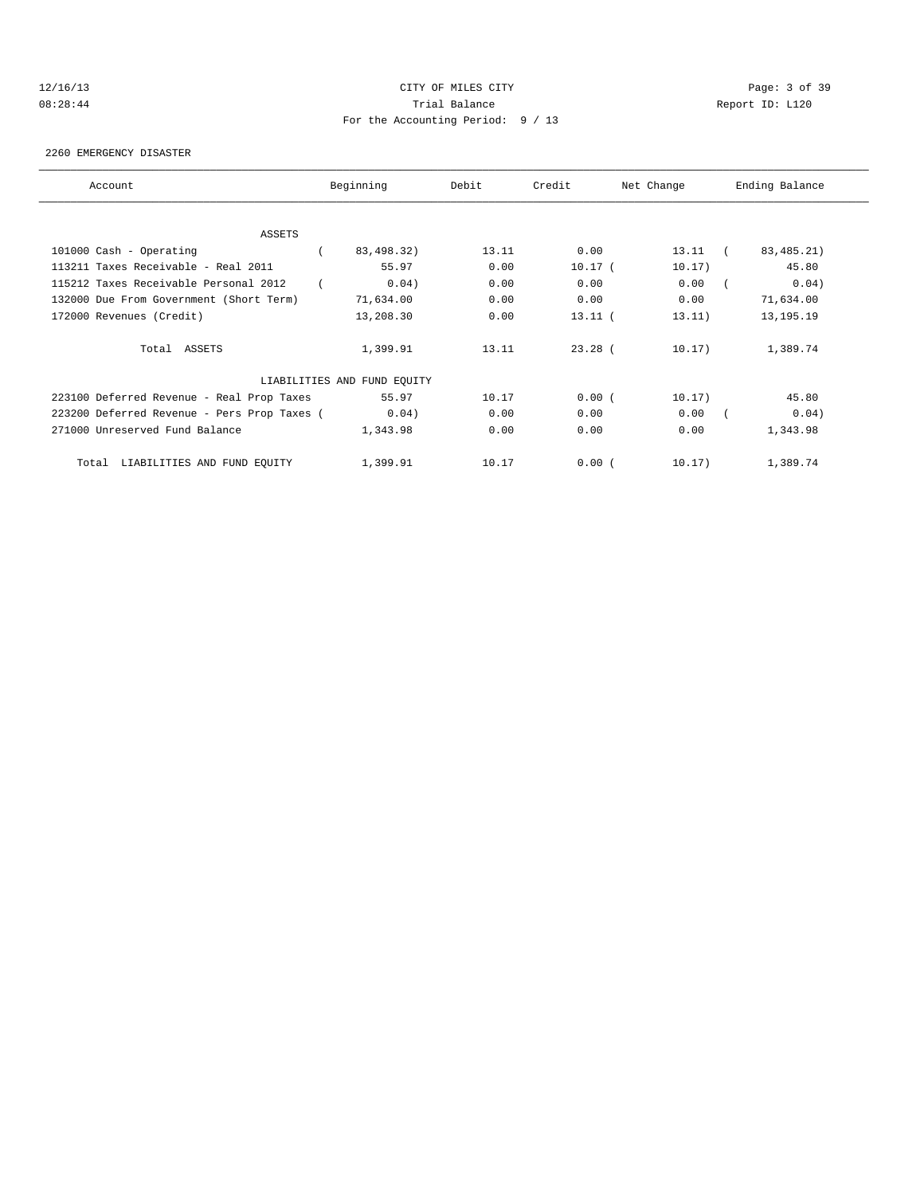CITY OF MILES CITY

Trial Balance

For the Accounting Period: 9 / 13

2260 EMERGENCY DISASTER

| Account | Beginning | Debit | Credit | Net Change | Ending Balance |
|---|---|---|---|---|---|
| ASSETS | | | | | |
| 101000 Cash - Operating | ( 83,498.32) | 13.11 | 0.00 | 13.11 | ( 83,485.21) |
| 113211 Taxes Receivable - Real 2011 | 55.97 | 0.00 | 10.17 | ( 10.17) | 45.80 |
| 115212 Taxes Receivable Personal 2012 | ( 0.04) | 0.00 | 0.00 | 0.00 | ( 0.04) |
| 132000 Due From Government (Short Term) | 71,634.00 | 0.00 | 0.00 | 0.00 | 71,634.00 |
| 172000 Revenues (Credit) | 13,208.30 | 0.00 | 13.11 | ( 13.11) | 13,195.19 |
| Total ASSETS | 1,399.91 | 13.11 | 23.28 | ( 10.17) | 1,389.74 |
| LIABILITIES AND FUND EQUITY | | | | | |
| 223100 Deferred Revenue - Real Prop Taxes | 55.97 | 10.17 | 0.00 | ( 10.17) | 45.80 |
| 223200 Deferred Revenue - Pers Prop Taxes | ( 0.04) | 0.00 | 0.00 | 0.00 | ( 0.04) |
| 271000 Unreserved Fund Balance | 1,343.98 | 0.00 | 0.00 | 0.00 | 1,343.98 |
| Total LIABILITIES AND FUND EQUITY | 1,399.91 | 10.17 | 0.00 | ( 10.17) | 1,389.74 |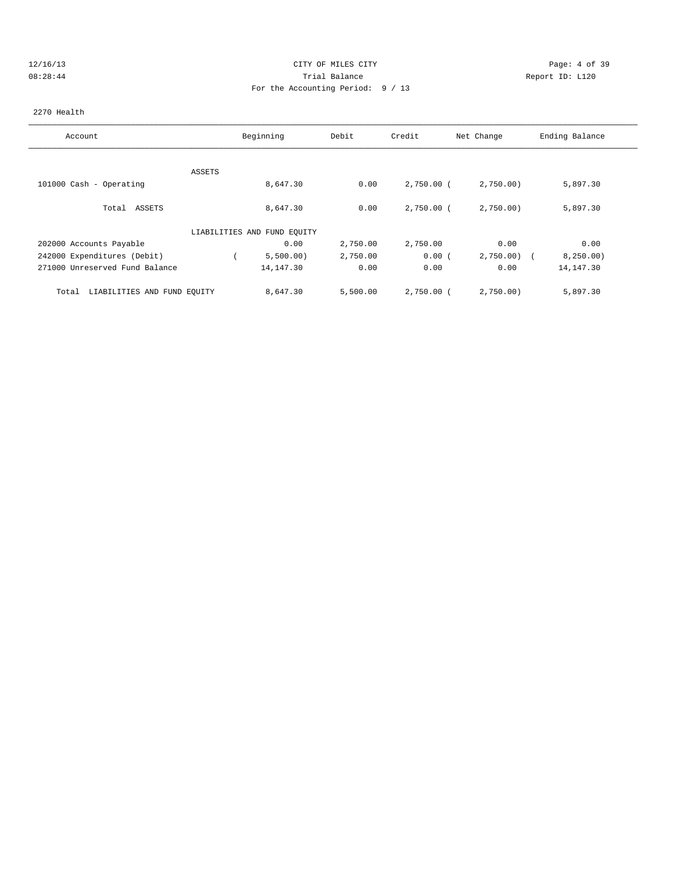CITY OF MILES CITY
Trial Balance
For the Accounting Period: 9 / 13

12/16/13
08:28:44

Report ID: L120

2270 Health

| Account | Beginning | Debit | Credit | Net Change | Ending Balance |
|---|---|---|---|---|---|
| ASSETS | | | | | |
| 101000 Cash - Operating | 8,647.30 | 0.00 | 2,750.00 | (2,750.00) | 5,897.30 |
| Total ASSETS | 8,647.30 | 0.00 | 2,750.00 | (2,750.00) | 5,897.30 |
| LIABILITIES AND FUND EQUITY | | | | | |
| 202000 Accounts Payable | 0.00 | 2,750.00 | 2,750.00 | 0.00 | 0.00 |
| 242000 Expenditures (Debit) | (5,500.00) | 2,750.00 | 0.00 | (2,750.00) | (8,250.00) |
| 271000 Unreserved Fund Balance | 14,147.30 | 0.00 | 0.00 | 0.00 | 14,147.30 |
| Total LIABILITIES AND FUND EQUITY | 8,647.30 | 5,500.00 | 2,750.00 | (2,750.00) | 5,897.30 |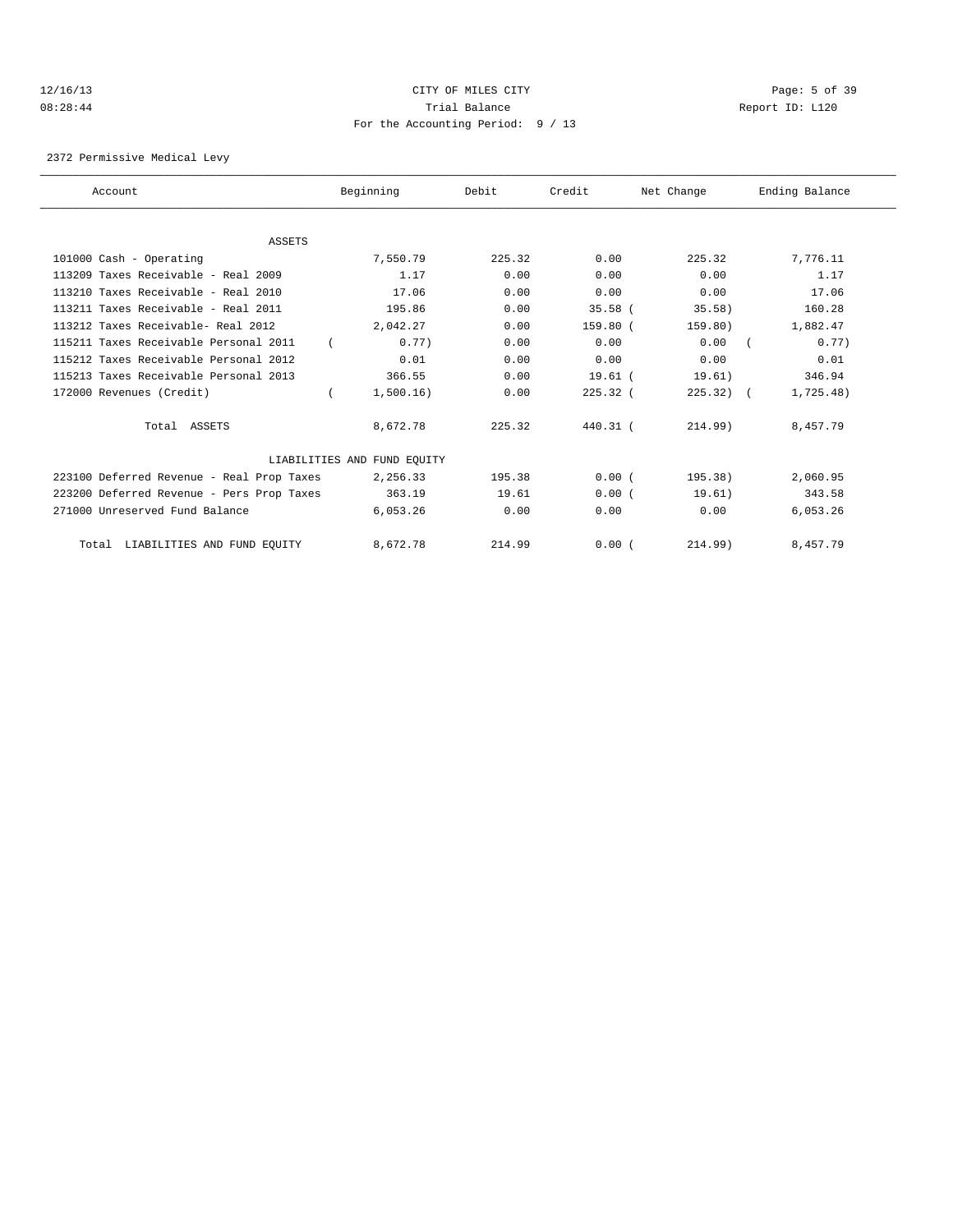CITY OF MILES CITY
Trial Balance
For the Accounting Period: 9 / 13

12/16/13
08:28:44

Report ID: L120

2372 Permissive Medical Levy

| Account | Beginning | Debit | Credit | Net Change | Ending Balance |
|---|---|---|---|---|---|
| ASSETS | | | | | |
| 101000 Cash - Operating | 7,550.79 | 225.32 | 0.00 | 225.32 | 7,776.11 |
| 113209 Taxes Receivable - Real 2009 | 1.17 | 0.00 | 0.00 | 0.00 | 1.17 |
| 113210 Taxes Receivable - Real 2010 | 17.06 | 0.00 | 0.00 | 0.00 | 17.06 |
| 113211 Taxes Receivable - Real 2011 | 195.86 | 0.00 | 35.58 | ( 35.58) | 160.28 |
| 113212 Taxes Receivable- Real 2012 | 2,042.27 | 0.00 | 159.80 | ( 159.80) | 1,882.47 |
| 115211 Taxes Receivable Personal 2011 | ( 0.77) | 0.00 | 0.00 | 0.00 | ( 0.77) |
| 115212 Taxes Receivable Personal 2012 | 0.01 | 0.00 | 0.00 | 0.00 | 0.01 |
| 115213 Taxes Receivable Personal 2013 | 366.55 | 0.00 | 19.61 | ( 19.61) | 346.94 |
| 172000 Revenues (Credit) | ( 1,500.16) | 0.00 | 225.32 | ( 225.32) | ( 1,725.48) |
| Total ASSETS | 8,672.78 | 225.32 | 440.31 | ( 214.99) | 8,457.79 |
| LIABILITIES AND FUND EQUITY | | | | | |
| 223100 Deferred Revenue - Real Prop Taxes | 2,256.33 | 195.38 | 0.00 | ( 195.38) | 2,060.95 |
| 223200 Deferred Revenue - Pers Prop Taxes | 363.19 | 19.61 | 0.00 | ( 19.61) | 343.58 |
| 271000 Unreserved Fund Balance | 6,053.26 | 0.00 | 0.00 | 0.00 | 6,053.26 |
| Total LIABILITIES AND FUND EQUITY | 8,672.78 | 214.99 | 0.00 | ( 214.99) | 8,457.79 |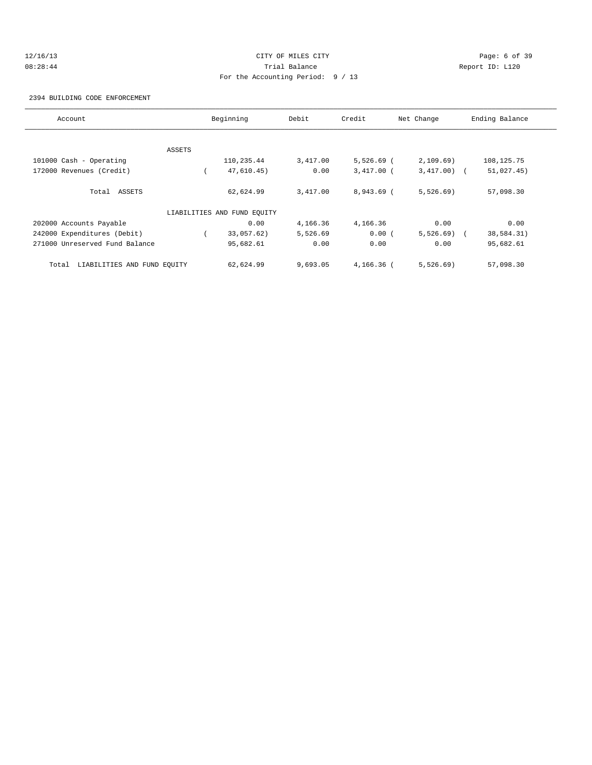CITY OF MILES CITY
Trial Balance
For the Accounting Period: 9 / 13

12/16/13
08:28:44

Report ID: L120

2394 BUILDING CODE ENFORCEMENT

| Account | Beginning | Debit | Credit | Net Change | Ending Balance |
|---|---|---|---|---|---|
| ASSETS | | | | | |
| 101000 Cash - Operating | 110,235.44 | 3,417.00 | 5,526.69 | ( 2,109.69) | 108,125.75 |
| 172000 Revenues (Credit) | ( 47,610.45) | 0.00 | 3,417.00 | ( 3,417.00) | ( 51,027.45) |
| Total ASSETS | 62,624.99 | 3,417.00 | 8,943.69 | ( 5,526.69) | 57,098.30 |
| LIABILITIES AND FUND EQUITY | | | | | |
| 202000 Accounts Payable | 0.00 | 4,166.36 | 4,166.36 | 0.00 | 0.00 |
| 242000 Expenditures (Debit) | ( 33,057.62) | 5,526.69 | 0.00 | ( 5,526.69) | ( 38,584.31) |
| 271000 Unreserved Fund Balance | 95,682.61 | 0.00 | 0.00 | 0.00 | 95,682.61 |
| Total LIABILITIES AND FUND EQUITY | 62,624.99 | 9,693.05 | 4,166.36 | ( 5,526.69) | 57,098.30 |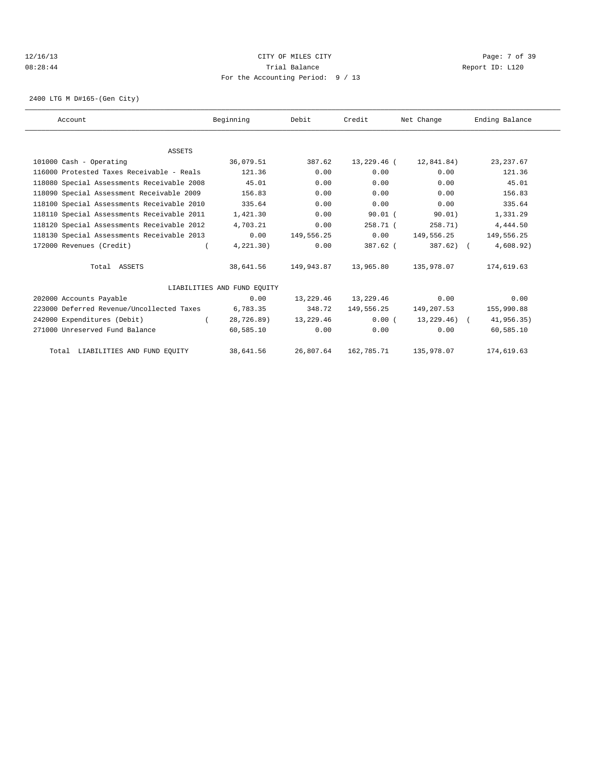# CITY OF MILES CITY

Trial Balance

For the Accounting Period: 9 / 13

12/16/13 08:28:44 — Report ID: L120

## 2400 LTG M D#165-(Gen City)

| Account | Beginning | Debit | Credit | Net Change | Ending Balance |
|---|---|---|---|---|---|
| **ASSETS** | | | | | |
| 101000 Cash - Operating | 36,079.51 | 387.62 | 13,229.46 | (12,841.84) | 23,237.67 |
| 116000 Protested Taxes Receivable - Reals | 121.36 | 0.00 | 0.00 | 0.00 | 121.36 |
| 118080 Special Assessments Receivable 2008 | 45.01 | 0.00 | 0.00 | 0.00 | 45.01 |
| 118090 Special Assessment Receivable 2009 | 156.83 | 0.00 | 0.00 | 0.00 | 156.83 |
| 118100 Special Assessments Receivable 2010 | 335.64 | 0.00 | 0.00 | 0.00 | 335.64 |
| 118110 Special Assessments Receivable 2011 | 1,421.30 | 0.00 | 90.01 | (90.01) | 1,331.29 |
| 118120 Special Assessments Receivable 2012 | 4,703.21 | 0.00 | 258.71 | (258.71) | 4,444.50 |
| 118130 Special Assessments Receivable 2013 | 0.00 | 149,556.25 | 0.00 | 149,556.25 | 149,556.25 |
| 172000 Revenues (Credit) | (4,221.30) | 0.00 | 387.62 | (387.62) | (4,608.92) |
| Total ASSETS | 38,641.56 | 149,943.87 | 13,965.80 | 135,978.07 | 174,619.63 |
| **LIABILITIES AND FUND EQUITY** | | | | | |
| 202000 Accounts Payable | 0.00 | 13,229.46 | 13,229.46 | 0.00 | 0.00 |
| 223000 Deferred Revenue/Uncollected Taxes | 6,783.35 | 348.72 | 149,556.25 | 149,207.53 | 155,990.88 |
| 242000 Expenditures (Debit) | (28,726.89) | 13,229.46 | 0.00 | (13,229.46) | (41,956.35) |
| 271000 Unreserved Fund Balance | 60,585.10 | 0.00 | 0.00 | 0.00 | 60,585.10 |
| Total LIABILITIES AND FUND EQUITY | 38,641.56 | 26,807.64 | 162,785.71 | 135,978.07 | 174,619.63 |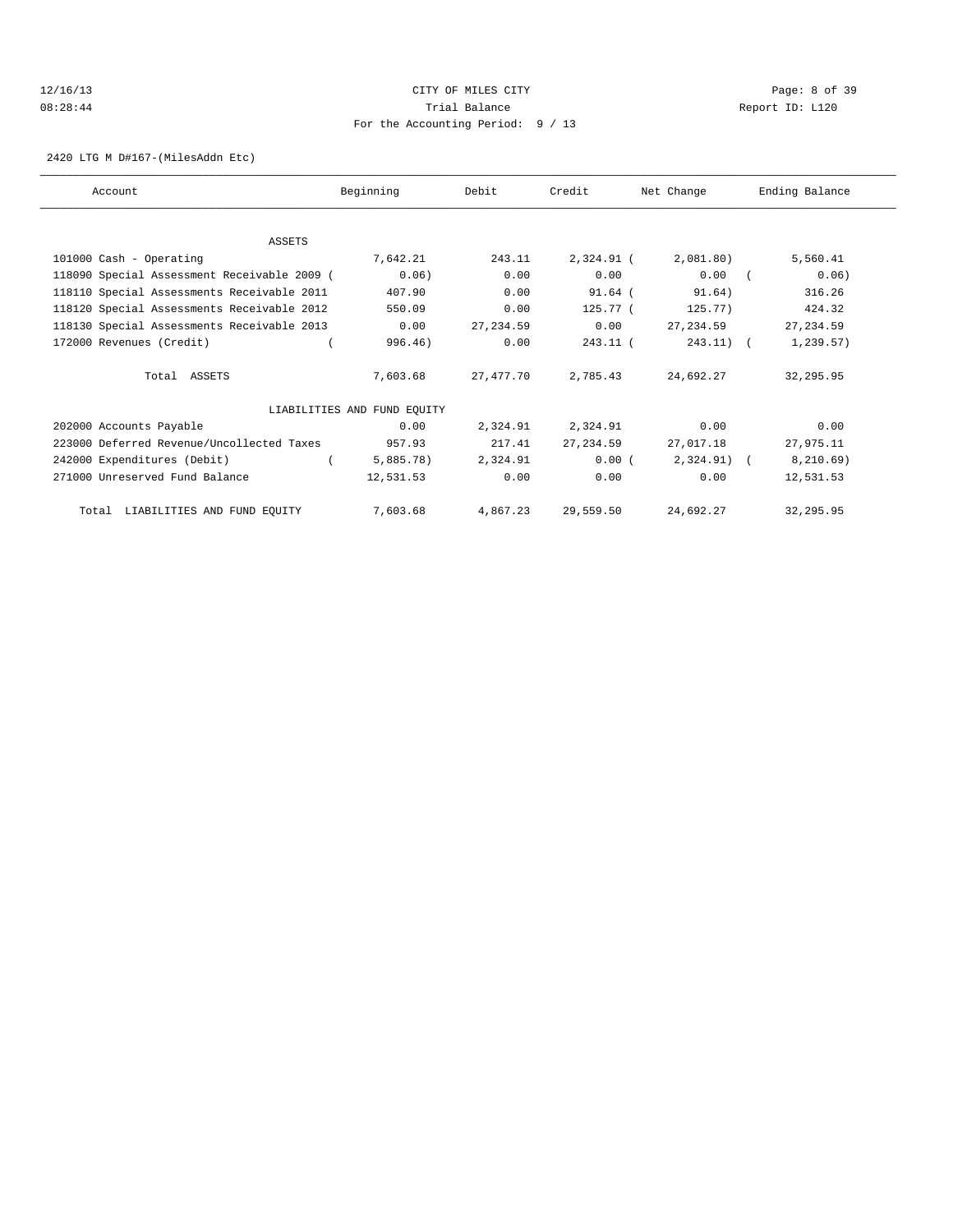CITY OF MILES CITY

Trial Balance

For the Accounting Period: 9 / 13

2420 LTG M D#167-(MilesAddn Etc)

| Account | Beginning | Debit | Credit | Net Change | Ending Balance |
|---|---|---|---|---|---|
| ASSETS | | | | | |
| 101000 Cash - Operating | 7,642.21 | 243.11 | 2,324.91 | (2,081.80) | 5,560.41 |
| 118090 Special Assessment Receivable 2009 | (0.06) | 0.00 | 0.00 | 0.00 | (0.06) |
| 118110 Special Assessments Receivable 2011 | 407.90 | 0.00 | 91.64 | (91.64) | 316.26 |
| 118120 Special Assessments Receivable 2012 | 550.09 | 0.00 | 125.77 | (125.77) | 424.32 |
| 118130 Special Assessments Receivable 2013 | 0.00 | 27,234.59 | 0.00 | 27,234.59 | 27,234.59 |
| 172000 Revenues (Credit) | (996.46) | 0.00 | 243.11 | (243.11) | (1,239.57) |
| Total ASSETS | 7,603.68 | 27,477.70 | 2,785.43 | 24,692.27 | 32,295.95 |
| LIABILITIES AND FUND EQUITY | | | | | |
| 202000 Accounts Payable | 0.00 | 2,324.91 | 2,324.91 | 0.00 | 0.00 |
| 223000 Deferred Revenue/Uncollected Taxes | 957.93 | 217.41 | 27,234.59 | 27,017.18 | 27,975.11 |
| 242000 Expenditures (Debit) | (5,885.78) | 2,324.91 | 0.00 | (2,324.91) | (8,210.69) |
| 271000 Unreserved Fund Balance | 12,531.53 | 0.00 | 0.00 | 0.00 | 12,531.53 |
| Total LIABILITIES AND FUND EQUITY | 7,603.68 | 4,867.23 | 29,559.50 | 24,692.27 | 32,295.95 |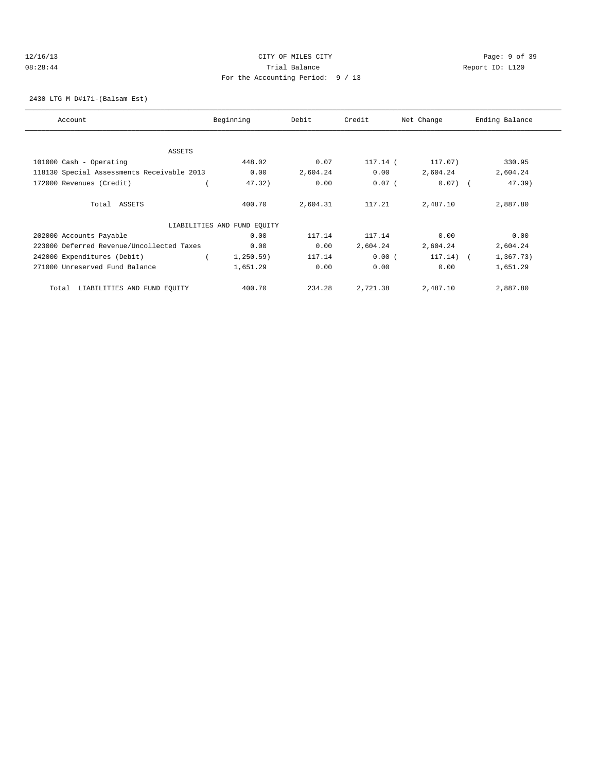CITY OF MILES CITY

Trial Balance

For the Accounting Period: 9 / 13

2430 LTG M D#171-(Balsam Est)

| Account | Beginning | Debit | Credit | Net Change | Ending Balance |
|---|---|---|---|---|---|
| ASSETS | | | | | |
| 101000 Cash - Operating | 448.02 | 0.07 | 117.14 | ( 117.07) | 330.95 |
| 118130 Special Assessments Receivable 2013 | 0.00 | 2,604.24 | 0.00 | 2,604.24 | 2,604.24 |
| 172000 Revenues (Credit) | ( 47.32) | 0.00 | 0.07 | ( 0.07) | ( 47.39) |
| Total ASSETS | 400.70 | 2,604.31 | 117.21 | 2,487.10 | 2,887.80 |
| LIABILITIES AND FUND EQUITY | | | | | |
| 202000 Accounts Payable | 0.00 | 117.14 | 117.14 | 0.00 | 0.00 |
| 223000 Deferred Revenue/Uncollected Taxes | 0.00 | 0.00 | 2,604.24 | 2,604.24 | 2,604.24 |
| 242000 Expenditures (Debit) | ( 1,250.59) | 117.14 | 0.00 | ( 117.14) | ( 1,367.73) |
| 271000 Unreserved Fund Balance | 1,651.29 | 0.00 | 0.00 | 0.00 | 1,651.29 |
| Total LIABILITIES AND FUND EQUITY | 400.70 | 234.28 | 2,721.38 | 2,487.10 | 2,887.80 |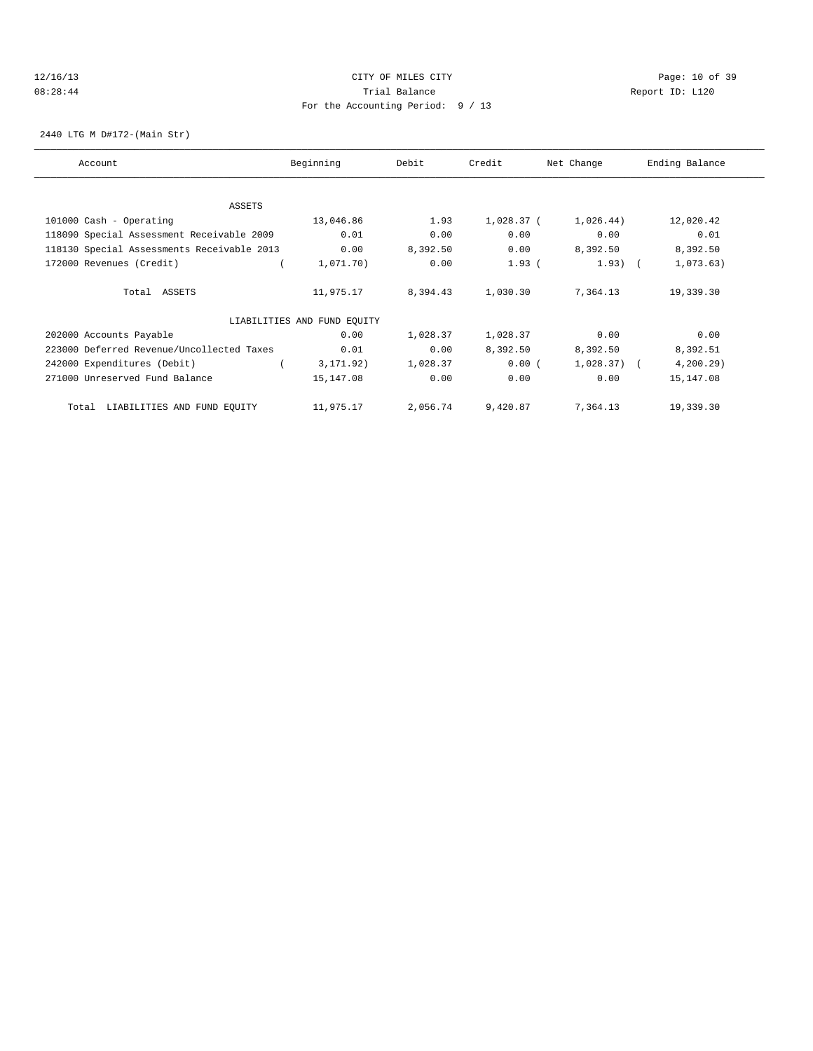CITY OF MILES CITY

Trial Balance

For the Accounting Period: 9 / 13

12/16/13 08:28:44 — Report ID: L120

2440 LTG M D#172-(Main Str)

| Account | Beginning | Debit | Credit | Net Change | Ending Balance |
|---|---|---|---|---|---|
| **ASSETS** | | | | | |
| 101000 Cash - Operating | 13,046.86 | 1.93 | 1,028.37 | ( 1,026.44) | 12,020.42 |
| 118090 Special Assessment Receivable 2009 | 0.01 | 0.00 | 0.00 | 0.00 | 0.01 |
| 118130 Special Assessments Receivable 2013 | 0.00 | 8,392.50 | 0.00 | 8,392.50 | 8,392.50 |
| 172000 Revenues (Credit) | ( 1,071.70) | 0.00 | 1.93 | ( 1.93) | ( 1,073.63) |
| Total ASSETS | 11,975.17 | 8,394.43 | 1,030.30 | 7,364.13 | 19,339.30 |
| **LIABILITIES AND FUND EQUITY** | | | | | |
| 202000 Accounts Payable | 0.00 | 1,028.37 | 1,028.37 | 0.00 | 0.00 |
| 223000 Deferred Revenue/Uncollected Taxes | 0.01 | 0.00 | 8,392.50 | 8,392.50 | 8,392.51 |
| 242000 Expenditures (Debit) | ( 3,171.92) | 1,028.37 | 0.00 | ( 1,028.37) | ( 4,200.29) |
| 271000 Unreserved Fund Balance | 15,147.08 | 0.00 | 0.00 | 0.00 | 15,147.08 |
| Total LIABILITIES AND FUND EQUITY | 11,975.17 | 2,056.74 | 9,420.87 | 7,364.13 | 19,339.30 |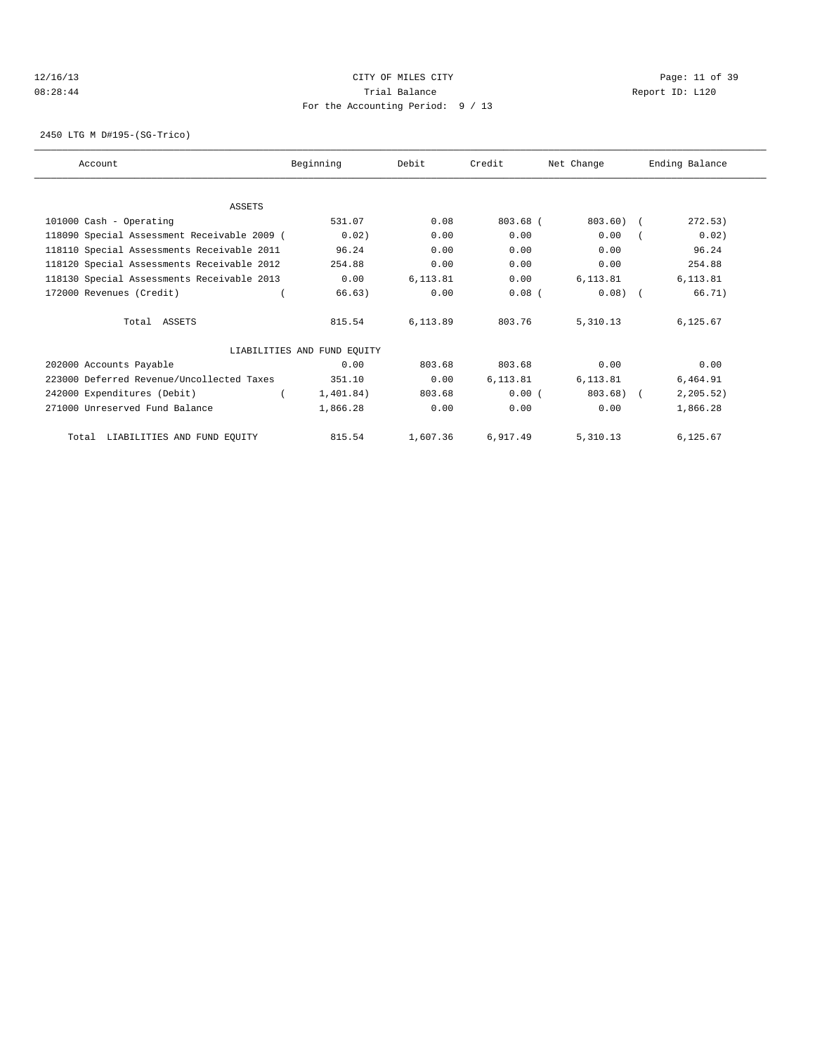12/16/13 CITY OF MILES CITY

08:28:44 Trial Balance Report ID: L120

For the Accounting Period: 9 / 13

2450 LTG M D#195-(SG-Trico)

| Account | Beginning | Debit | Credit | Net Change | Ending Balance |
|---|---|---|---|---|---|
| ASSETS | | | | | |
| 101000 Cash - Operating | 531.07 | 0.08 | 803.68 | ( 803.60) | ( 272.53) |
| 118090 Special Assessment Receivable 2009 | ( 0.02) | 0.00 | 0.00 | 0.00 | ( 0.02) |
| 118110 Special Assessments Receivable 2011 | 96.24 | 0.00 | 0.00 | 0.00 | 96.24 |
| 118120 Special Assessments Receivable 2012 | 254.88 | 0.00 | 0.00 | 0.00 | 254.88 |
| 118130 Special Assessments Receivable 2013 | 0.00 | 6,113.81 | 0.00 | 6,113.81 | 6,113.81 |
| 172000 Revenues (Credit) | ( 66.63) | 0.00 | 0.08 | ( 0.08) | ( 66.71) |
| Total ASSETS | 815.54 | 6,113.89 | 803.76 | 5,310.13 | 6,125.67 |
| LIABILITIES AND FUND EQUITY | | | | | |
| 202000 Accounts Payable | 0.00 | 803.68 | 803.68 | 0.00 | 0.00 |
| 223000 Deferred Revenue/Uncollected Taxes | 351.10 | 0.00 | 6,113.81 | 6,113.81 | 6,464.91 |
| 242000 Expenditures (Debit) | ( 1,401.84) | 803.68 | 0.00 | ( 803.68) | ( 2,205.52) |
| 271000 Unreserved Fund Balance | 1,866.28 | 0.00 | 0.00 | 0.00 | 1,866.28 |
| Total LIABILITIES AND FUND EQUITY | 815.54 | 1,607.36 | 6,917.49 | 5,310.13 | 6,125.67 |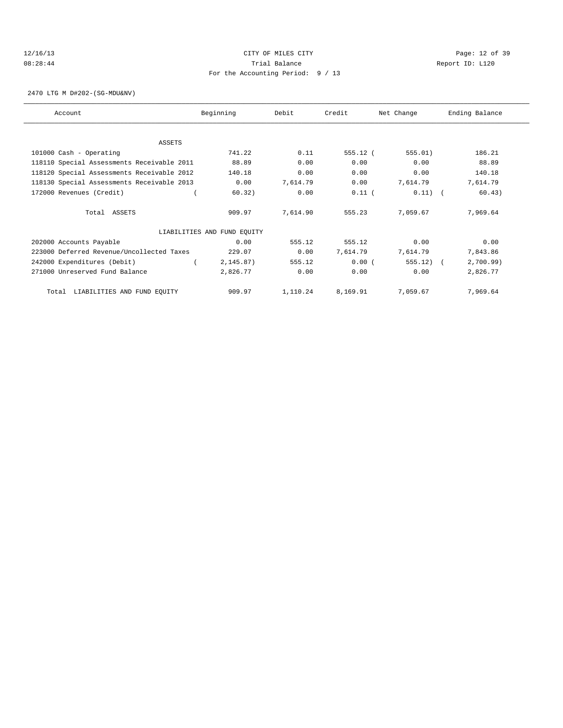12/16/13 CITY OF MILES CITY
08:28:44 Trial Balance Report ID: L120
For the Accounting Period: 9 / 13

2470 LTG M D#202-(SG-MDU&NV)

| Account | Beginning | Debit | Credit | Net Change | Ending Balance |
|---|---|---|---|---|---|
| ASSETS | | | | | |
| 101000 Cash - Operating | 741.22 | 0.11 | 555.12 | (555.01) | 186.21 |
| 118110 Special Assessments Receivable 2011 | 88.89 | 0.00 | 0.00 | 0.00 | 88.89 |
| 118120 Special Assessments Receivable 2012 | 140.18 | 0.00 | 0.00 | 0.00 | 140.18 |
| 118130 Special Assessments Receivable 2013 | 0.00 | 7,614.79 | 0.00 | 7,614.79 | 7,614.79 |
| 172000 Revenues (Credit) | (60.32) | 0.00 | 0.11 | (0.11) | (60.43) |
| Total ASSETS | 909.97 | 7,614.90 | 555.23 | 7,059.67 | 7,969.64 |
| LIABILITIES AND FUND EQUITY | | | | | |
| 202000 Accounts Payable | 0.00 | 555.12 | 555.12 | 0.00 | 0.00 |
| 223000 Deferred Revenue/Uncollected Taxes | 229.07 | 0.00 | 7,614.79 | 7,614.79 | 7,843.86 |
| 242000 Expenditures (Debit) | (2,145.87) | 555.12 | 0.00 | (555.12) | (2,700.99) |
| 271000 Unreserved Fund Balance | 2,826.77 | 0.00 | 0.00 | 0.00 | 2,826.77 |
| Total LIABILITIES AND FUND EQUITY | 909.97 | 1,110.24 | 8,169.91 | 7,059.67 | 7,969.64 |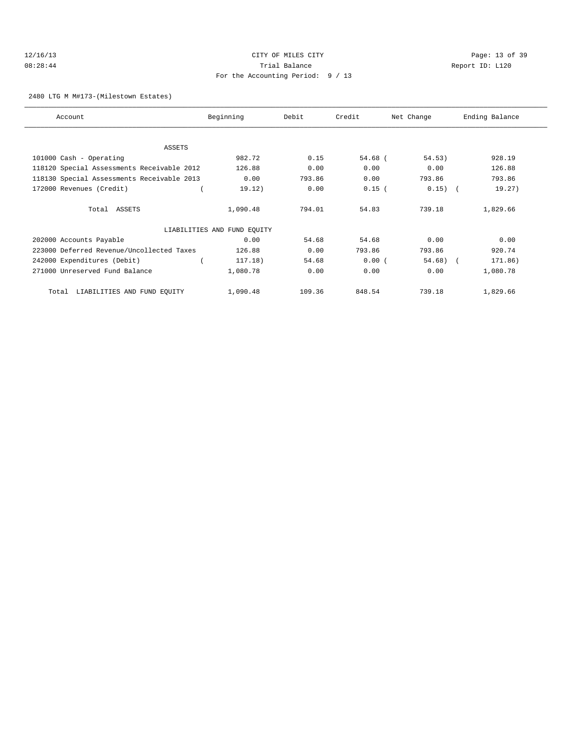CITY OF MILES CITY

Trial Balance

For the Accounting Period: 9 / 13

12/16/13 08:28:44 Report ID: L120

2480 LTG M M#173-(Milestown Estates)

| Account | Beginning | Debit | Credit | Net Change | Ending Balance |
|---|---|---|---|---|---|
| ASSETS | | | | | |
| 101000 Cash - Operating | 982.72 | 0.15 | 54.68 | ( 54.53) | 928.19 |
| 118120 Special Assessments Receivable 2012 | 126.88 | 0.00 | 0.00 | 0.00 | 126.88 |
| 118130 Special Assessments Receivable 2013 | 0.00 | 793.86 | 0.00 | 793.86 | 793.86 |
| 172000 Revenues (Credit) | ( 19.12) | 0.00 | 0.15 | ( 0.15) | ( 19.27) |
| Total ASSETS | 1,090.48 | 794.01 | 54.83 | 739.18 | 1,829.66 |
| LIABILITIES AND FUND EQUITY | | | | | |
| 202000 Accounts Payable | 0.00 | 54.68 | 54.68 | 0.00 | 0.00 |
| 223000 Deferred Revenue/Uncollected Taxes | 126.88 | 0.00 | 793.86 | 793.86 | 920.74 |
| 242000 Expenditures (Debit) | ( 117.18) | 54.68 | 0.00 | ( 54.68) | ( 171.86) |
| 271000 Unreserved Fund Balance | 1,080.78 | 0.00 | 0.00 | 0.00 | 1,080.78 |
| Total LIABILITIES AND FUND EQUITY | 1,090.48 | 109.36 | 848.54 | 739.18 | 1,829.66 |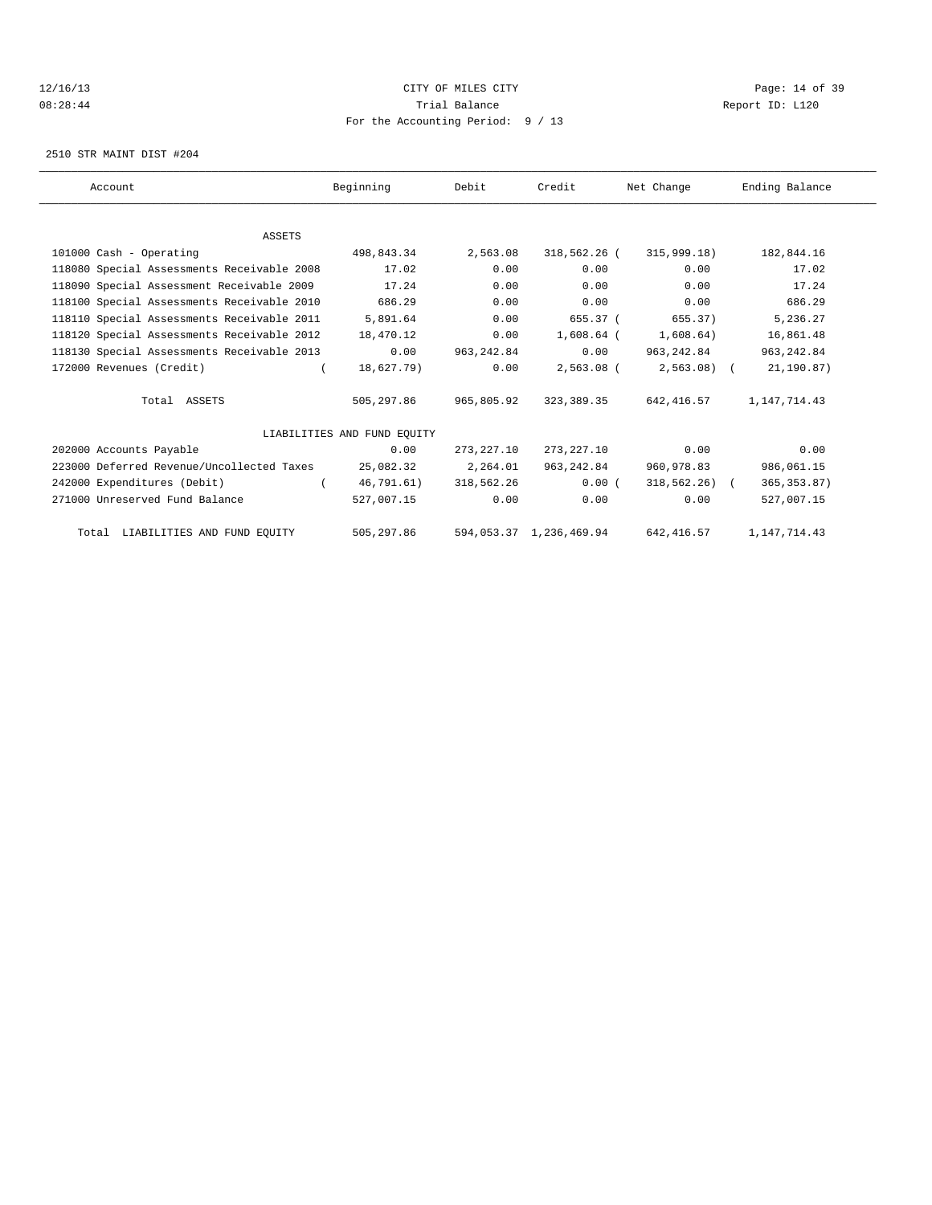CITY OF MILES CITY
Trial Balance
For the Accounting Period: 9 / 13

12/16/13
08:28:44

Report ID: L120

2510 STR MAINT DIST #204

| Account | Beginning | Debit | Credit | Net Change | Ending Balance |
|---|---|---|---|---|---|
| ASSETS | | | | | |
| 101000 Cash - Operating | 498,843.34 | 2,563.08 | 318,562.26 | ( 315,999.18) | 182,844.16 |
| 118080 Special Assessments Receivable 2008 | 17.02 | 0.00 | 0.00 | 0.00 | 17.02 |
| 118090 Special Assessment Receivable 2009 | 17.24 | 0.00 | 0.00 | 0.00 | 17.24 |
| 118100 Special Assessments Receivable 2010 | 686.29 | 0.00 | 0.00 | 0.00 | 686.29 |
| 118110 Special Assessments Receivable 2011 | 5,891.64 | 0.00 | 655.37 | ( 655.37) | 5,236.27 |
| 118120 Special Assessments Receivable 2012 | 18,470.12 | 0.00 | 1,608.64 | ( 1,608.64) | 16,861.48 |
| 118130 Special Assessments Receivable 2013 | 0.00 | 963,242.84 | 0.00 | 963,242.84 | 963,242.84 |
| 172000 Revenues (Credit) | ( 18,627.79) | 0.00 | 2,563.08 | ( 2,563.08) | ( 21,190.87) |
| Total ASSETS | 505,297.86 | 965,805.92 | 323,389.35 | 642,416.57 | 1,147,714.43 |
| LIABILITIES AND FUND EQUITY | | | | | |
| 202000 Accounts Payable | 0.00 | 273,227.10 | 273,227.10 | 0.00 | 0.00 |
| 223000 Deferred Revenue/Uncollected Taxes | 25,082.32 | 2,264.01 | 963,242.84 | 960,978.83 | 986,061.15 |
| 242000 Expenditures (Debit) | ( 46,791.61) | 318,562.26 | 0.00 | ( 318,562.26) | ( 365,353.87) |
| 271000 Unreserved Fund Balance | 527,007.15 | 0.00 | 0.00 | 0.00 | 527,007.15 |
| Total LIABILITIES AND FUND EQUITY | 505,297.86 | 594,053.37 | 1,236,469.94 | 642,416.57 | 1,147,714.43 |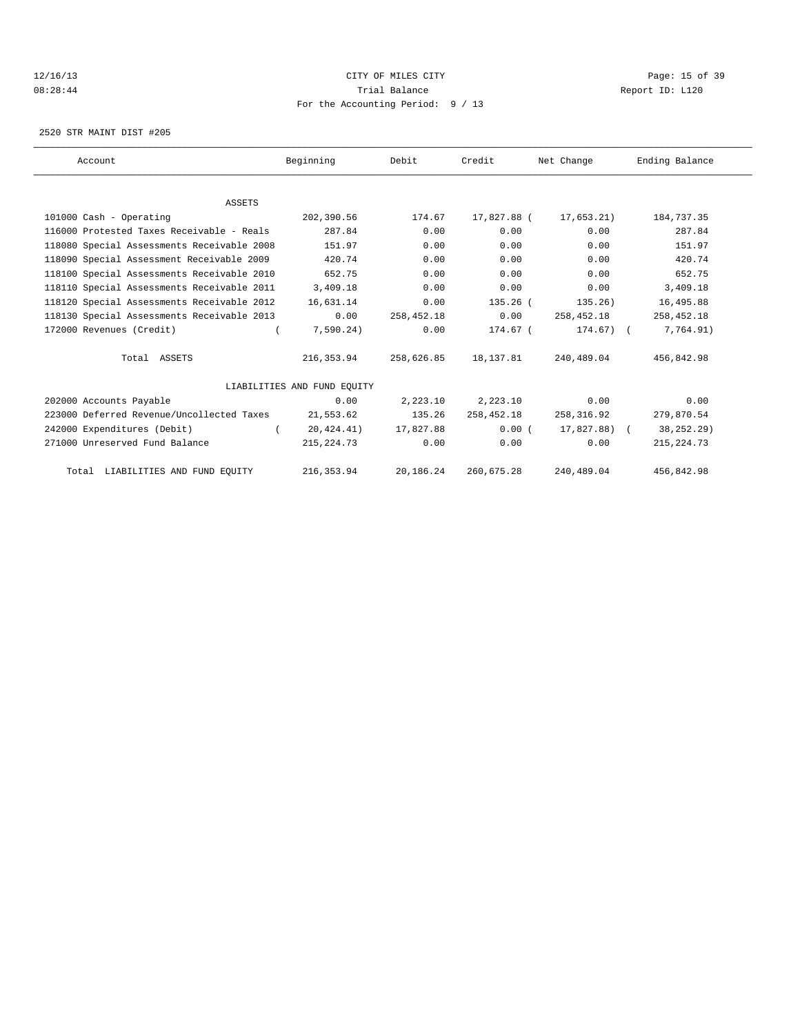CITY OF MILES CITY

Trial Balance

For the Accounting Period: 9 / 13

2520 STR MAINT DIST #205

| Account | Beginning | Debit | Credit | Net Change | Ending Balance |
|---|---|---|---|---|---|
| ASSETS | | | | | |
| 101000 Cash - Operating | 202,390.56 | 174.67 | 17,827.88 | ( 17,653.21) | 184,737.35 |
| 116000 Protested Taxes Receivable - Reals | 287.84 | 0.00 | 0.00 | 0.00 | 287.84 |
| 118080 Special Assessments Receivable 2008 | 151.97 | 0.00 | 0.00 | 0.00 | 151.97 |
| 118090 Special Assessment Receivable 2009 | 420.74 | 0.00 | 0.00 | 0.00 | 420.74 |
| 118100 Special Assessments Receivable 2010 | 652.75 | 0.00 | 0.00 | 0.00 | 652.75 |
| 118110 Special Assessments Receivable 2011 | 3,409.18 | 0.00 | 0.00 | 0.00 | 3,409.18 |
| 118120 Special Assessments Receivable 2012 | 16,631.14 | 0.00 | 135.26 | ( 135.26) | 16,495.88 |
| 118130 Special Assessments Receivable 2013 | 0.00 | 258,452.18 | 0.00 | 258,452.18 | 258,452.18 |
| 172000 Revenues (Credit) | ( 7,590.24) | 0.00 | 174.67 | ( 174.67) | ( 7,764.91) |
| Total ASSETS | 216,353.94 | 258,626.85 | 18,137.81 | 240,489.04 | 456,842.98 |
| LIABILITIES AND FUND EQUITY | | | | | |
| 202000 Accounts Payable | 0.00 | 2,223.10 | 2,223.10 | 0.00 | 0.00 |
| 223000 Deferred Revenue/Uncollected Taxes | 21,553.62 | 135.26 | 258,452.18 | 258,316.92 | 279,870.54 |
| 242000 Expenditures (Debit) | ( 20,424.41) | 17,827.88 | 0.00 | ( 17,827.88) | ( 38,252.29) |
| 271000 Unreserved Fund Balance | 215,224.73 | 0.00 | 0.00 | 0.00 | 215,224.73 |
| Total LIABILITIES AND FUND EQUITY | 216,353.94 | 20,186.24 | 260,675.28 | 240,489.04 | 456,842.98 |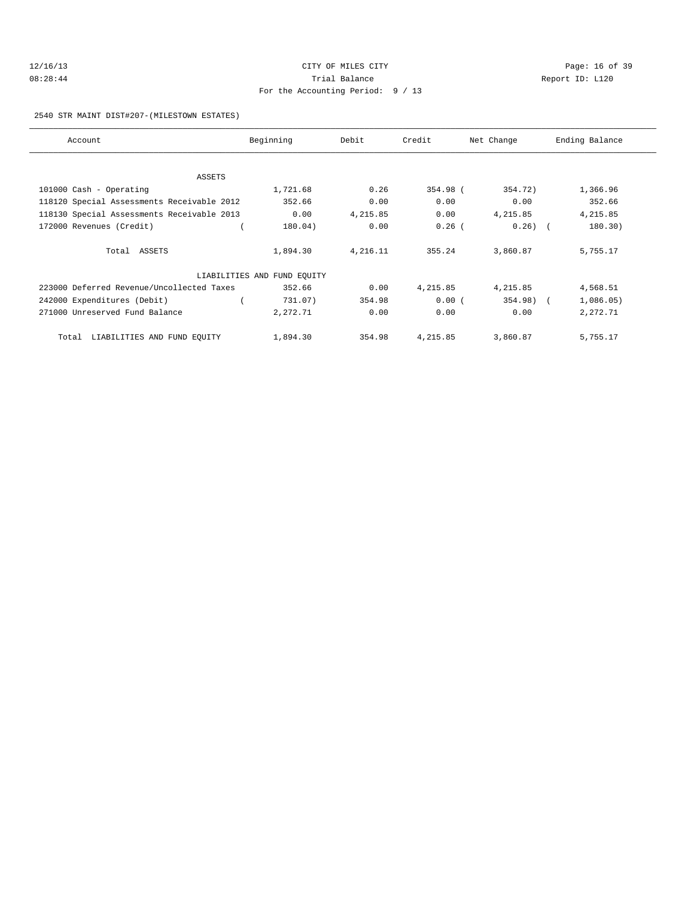12/16/13 CITY OF MILES CITY
08:28:44 Trial Balance Report ID: L120
For the Accounting Period: 9 / 13

2540 STR MAINT DIST#207-(MILESTOWN ESTATES)

| Account | Beginning | Debit | Credit | Net Change | Ending Balance |
|---|---|---|---|---|---|
| ASSETS | | | | | |
| 101000 Cash - Operating | 1,721.68 | 0.26 | 354.98 | ( 354.72) | 1,366.96 |
| 118120 Special Assessments Receivable 2012 | 352.66 | 0.00 | 0.00 | 0.00 | 352.66 |
| 118130 Special Assessments Receivable 2013 | 0.00 | 4,215.85 | 0.00 | 4,215.85 | 4,215.85 |
| 172000 Revenues (Credit) | ( 180.04) | 0.00 | 0.26 | ( 0.26) | ( 180.30) |
| Total ASSETS | 1,894.30 | 4,216.11 | 355.24 | 3,860.87 | 5,755.17 |
| LIABILITIES AND FUND EQUITY | | | | | |
| 223000 Deferred Revenue/Uncollected Taxes | 352.66 | 0.00 | 4,215.85 | 4,215.85 | 4,568.51 |
| 242000 Expenditures (Debit) | ( 731.07) | 354.98 | 0.00 | ( 354.98) | ( 1,086.05) |
| 271000 Unreserved Fund Balance | 2,272.71 | 0.00 | 0.00 | 0.00 | 2,272.71 |
| Total LIABILITIES AND FUND EQUITY | 1,894.30 | 354.98 | 4,215.85 | 3,860.87 | 5,755.17 |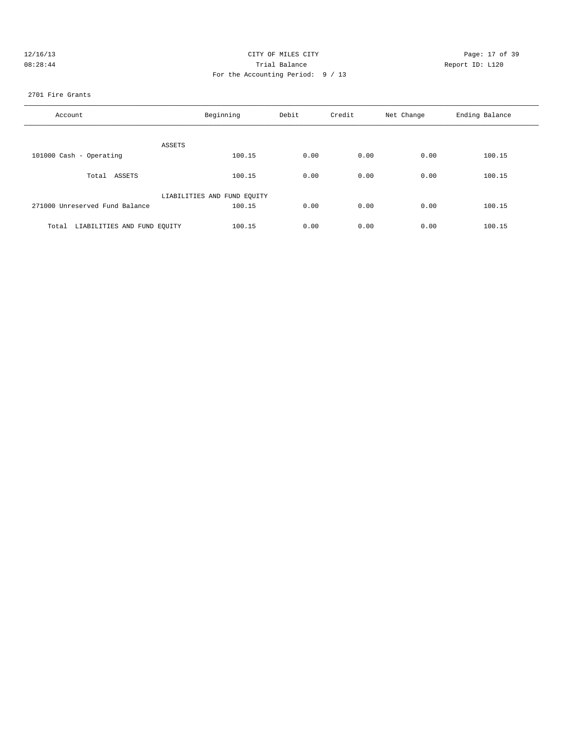CITY OF MILES CITY
Trial Balance
For the Accounting Period: 9 / 13

12/16/13
08:28:44

Report ID: L120

2701 Fire Grants

| Account | Beginning | Debit | Credit | Net Change | Ending Balance |
|---|---|---|---|---|---|
| ASSETS | | | | | |
| 101000 Cash - Operating | 100.15 | 0.00 | 0.00 | 0.00 | 100.15 |
| Total ASSETS | 100.15 | 0.00 | 0.00 | 0.00 | 100.15 |
| LIABILITIES AND FUND EQUITY | | | | | |
| 271000 Unreserved Fund Balance | 100.15 | 0.00 | 0.00 | 0.00 | 100.15 |
| Total LIABILITIES AND FUND EQUITY | 100.15 | 0.00 | 0.00 | 0.00 | 100.15 |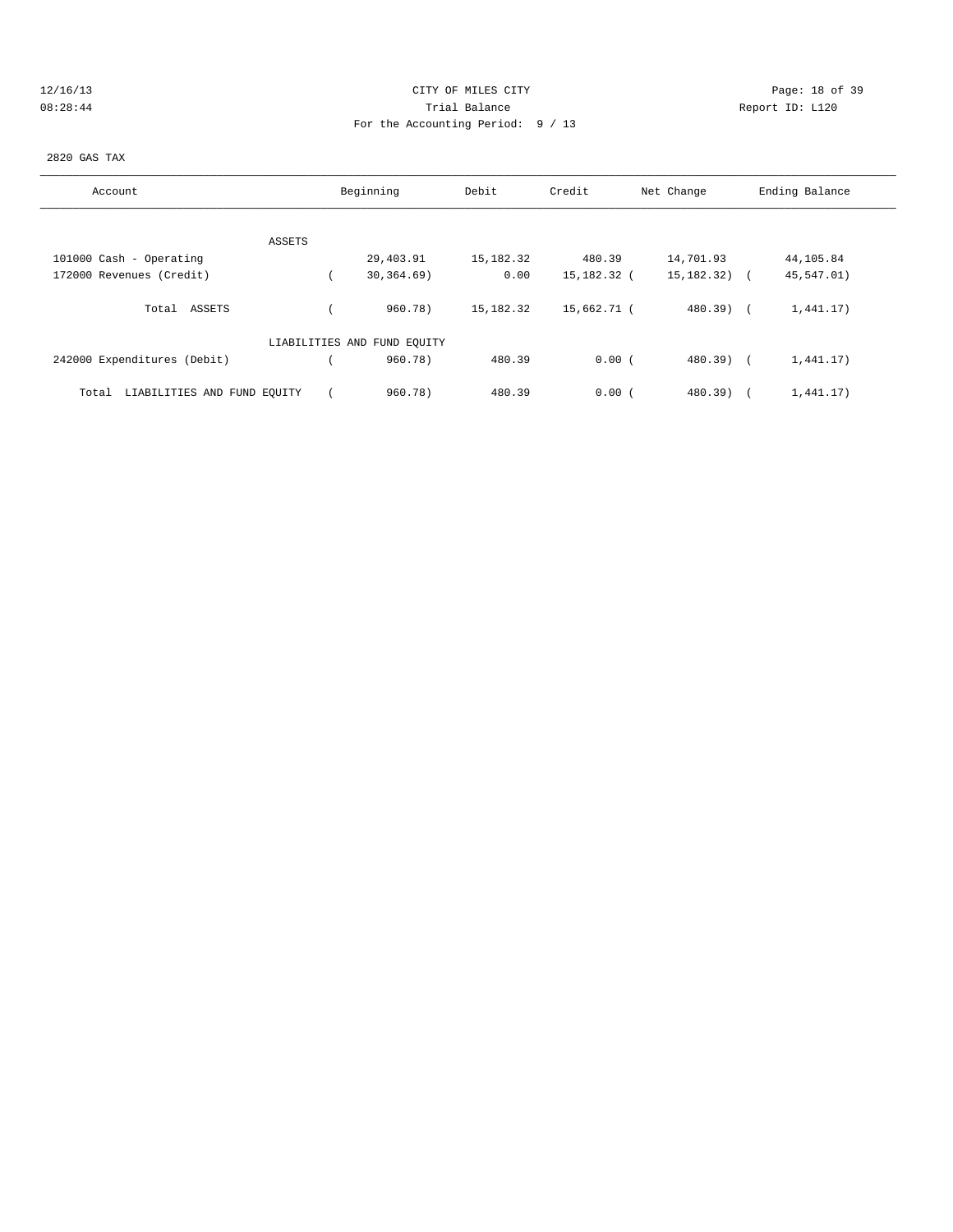CITY OF MILES CITY
Trial Balance
For the Accounting Period: 9 / 13

12/16/13
08:28:44

Report ID: L120

2820 GAS TAX

| Account | Beginning | Debit | Credit | Net Change | Ending Balance |
|---|---|---|---|---|---|
| ASSETS | | | | | |
| 101000 Cash - Operating | 29,403.91 | 15,182.32 | 480.39 | 14,701.93 | 44,105.84 |
| 172000 Revenues (Credit) | ( 30,364.69) | 0.00 | 15,182.32 | ( 15,182.32) | ( 45,547.01) |
| Total ASSETS | ( 960.78) | 15,182.32 | 15,662.71 | ( 480.39) | ( 1,441.17) |
| LIABILITIES AND FUND EQUITY | | | | | |
| 242000 Expenditures (Debit) | ( 960.78) | 480.39 | 0.00 | ( 480.39) | ( 1,441.17) |
| Total LIABILITIES AND FUND EQUITY | ( 960.78) | 480.39 | 0.00 | ( 480.39) | ( 1,441.17) |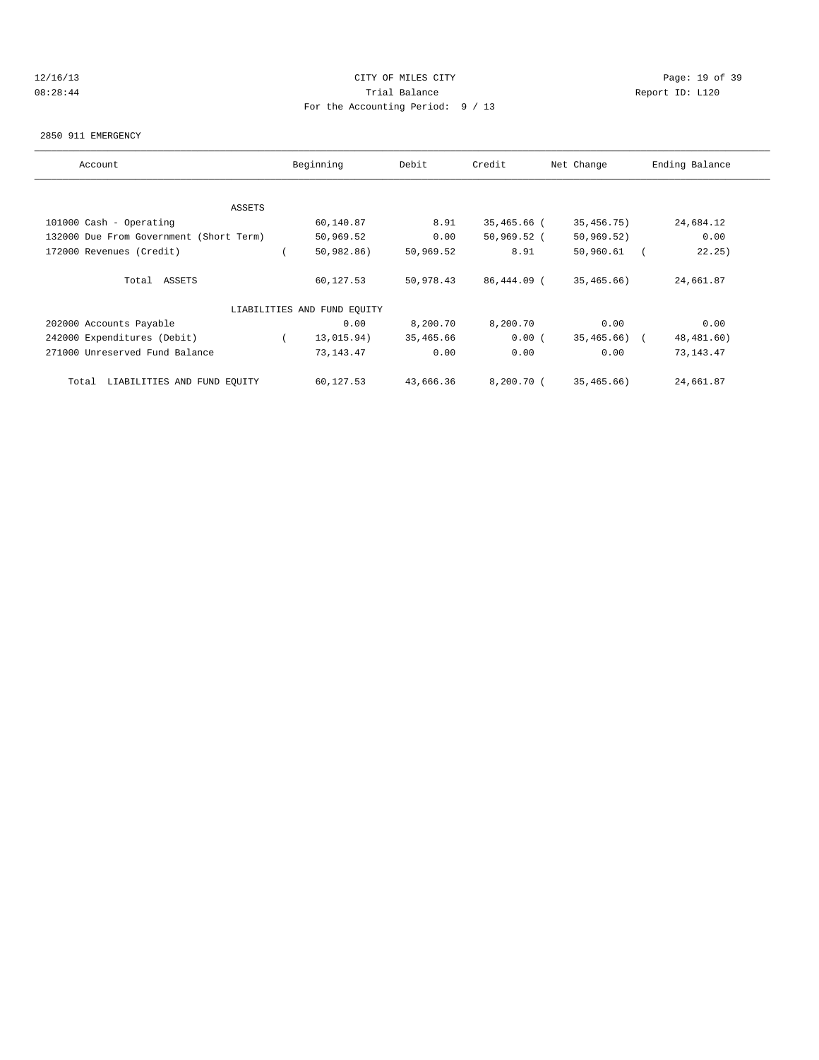CITY OF MILES CITY

Trial Balance

For the Accounting Period: 9 / 13

2850 911 EMERGENCY

| Account | Beginning | Debit | Credit | Net Change | Ending Balance |
|---|---|---|---|---|---|
| ASSETS | | | | | |
| 101000 Cash - Operating | 60,140.87 | 8.91 | 35,465.66 | ( 35,456.75) | 24,684.12 |
| 132000 Due From Government (Short Term) | 50,969.52 | 0.00 | 50,969.52 | ( 50,969.52) | 0.00 |
| 172000 Revenues (Credit) | ( 50,982.86) | 50,969.52 | 8.91 | 50,960.61 | ( 22.25) |
| Total ASSETS | 60,127.53 | 50,978.43 | 86,444.09 | ( 35,465.66) | 24,661.87 |
| LIABILITIES AND FUND EQUITY | | | | | |
| 202000 Accounts Payable | 0.00 | 8,200.70 | 8,200.70 | 0.00 | 0.00 |
| 242000 Expenditures (Debit) | ( 13,015.94) | 35,465.66 | 0.00 | ( 35,465.66) | ( 48,481.60) |
| 271000 Unreserved Fund Balance | 73,143.47 | 0.00 | 0.00 | 0.00 | 73,143.47 |
| Total LIABILITIES AND FUND EQUITY | 60,127.53 | 43,666.36 | 8,200.70 | ( 35,465.66) | 24,661.87 |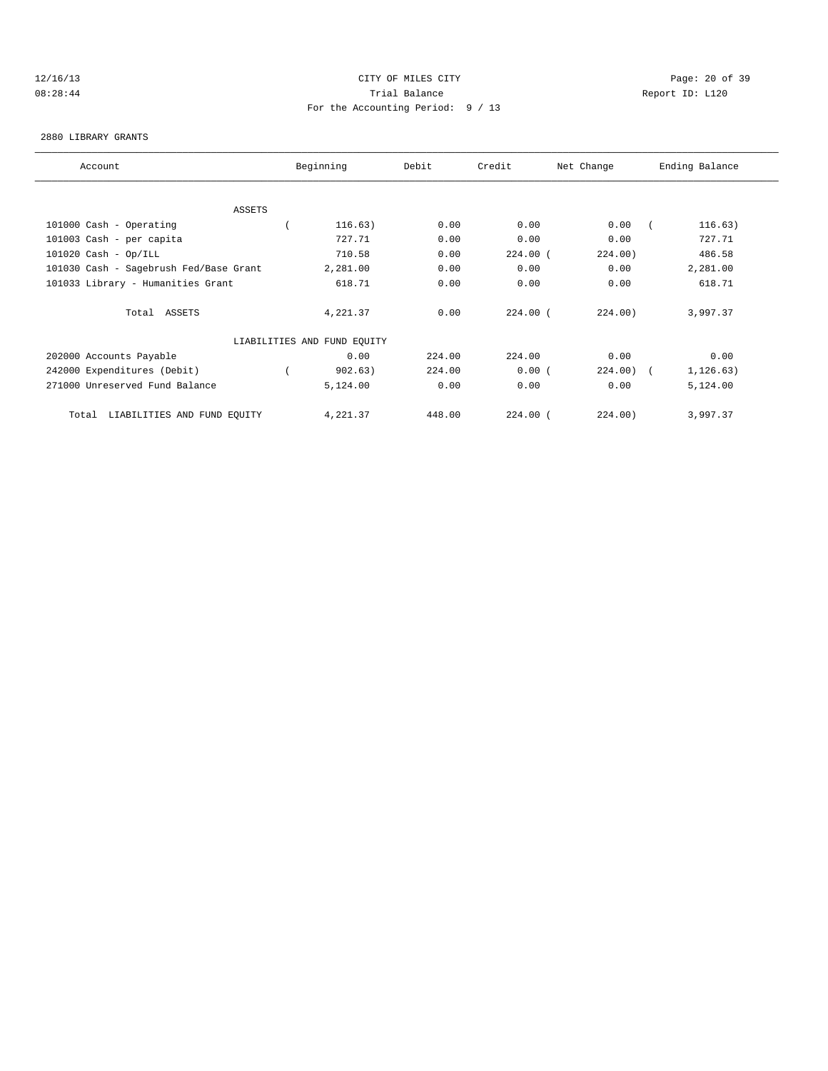12/16/13 CITY OF MILES CITY
08:28:44 Trial Balance Report ID: L120
For the Accounting Period: 9 / 13

2880 LIBRARY GRANTS

| Account | Beginning | Debit | Credit | Net Change | Ending Balance |
|---|---|---|---|---|---|
| ASSETS | | | | | |
| 101000 Cash - Operating | ( 116.63) | 0.00 | 0.00 | 0.00 | ( 116.63) |
| 101003 Cash - per capita | 727.71 | 0.00 | 0.00 | 0.00 | 727.71 |
| 101020 Cash - Op/ILL | 710.58 | 0.00 | 224.00 | ( 224.00) | 486.58 |
| 101030 Cash - Sagebrush Fed/Base Grant | 2,281.00 | 0.00 | 0.00 | 0.00 | 2,281.00 |
| 101033 Library - Humanities Grant | 618.71 | 0.00 | 0.00 | 0.00 | 618.71 |
| Total ASSETS | 4,221.37 | 0.00 | 224.00 | ( 224.00) | 3,997.37 |
| LIABILITIES AND FUND EQUITY | | | | | |
| 202000 Accounts Payable | 0.00 | 224.00 | 224.00 | 0.00 | 0.00 |
| 242000 Expenditures (Debit) | ( 902.63) | 224.00 | 0.00 | ( 224.00) | ( 1,126.63) |
| 271000 Unreserved Fund Balance | 5,124.00 | 0.00 | 0.00 | 0.00 | 5,124.00 |
| Total LIABILITIES AND FUND EQUITY | 4,221.37 | 448.00 | 224.00 | ( 224.00) | 3,997.37 |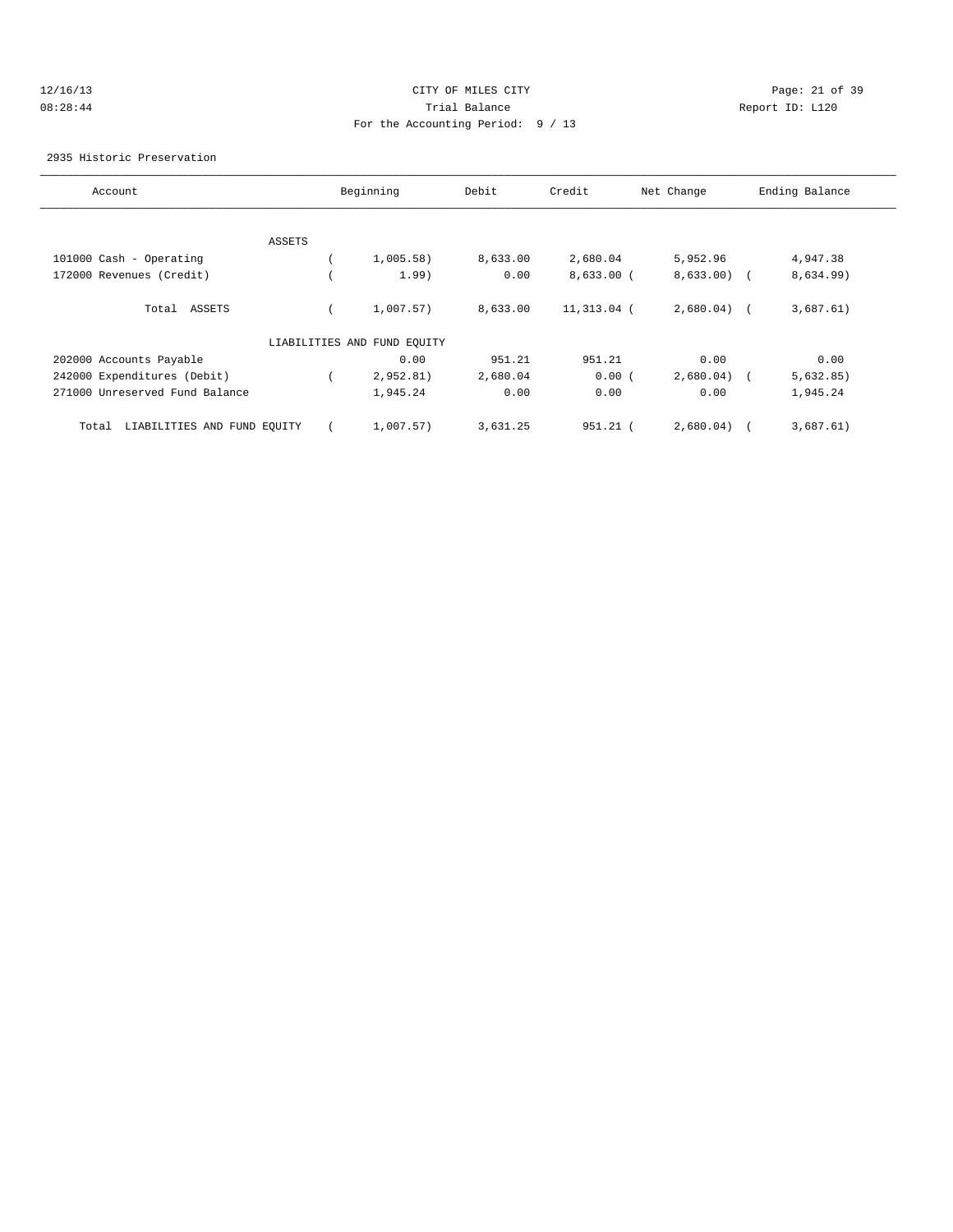# CITY OF MILES CITY

Trial Balance

For the Accounting Period: 9 / 13

12/16/13
08:28:44

Report ID: L120

2935 Historic Preservation

| Account | Beginning | Debit | Credit | Net Change | Ending Balance |
|---|---|---|---|---|---|
| ASSETS | | | | | |
| 101000 Cash - Operating | ( 1,005.58) | 8,633.00 | 2,680.04 | 5,952.96 | 4,947.38 |
| 172000 Revenues (Credit) | ( 1.99) | 0.00 | 8,633.00 | ( 8,633.00) | ( 8,634.99) |
| Total ASSETS | ( 1,007.57) | 8,633.00 | 11,313.04 | ( 2,680.04) | ( 3,687.61) |
| LIABILITIES AND FUND EQUITY | | | | | |
| 202000 Accounts Payable | 0.00 | 951.21 | 951.21 | 0.00 | 0.00 |
| 242000 Expenditures (Debit) | ( 2,952.81) | 2,680.04 | 0.00 | ( 2,680.04) | ( 5,632.85) |
| 271000 Unreserved Fund Balance | 1,945.24 | 0.00 | 0.00 | 0.00 | 1,945.24 |
| Total LIABILITIES AND FUND EQUITY | ( 1,007.57) | 3,631.25 | 951.21 | ( 2,680.04) | ( 3,687.61) |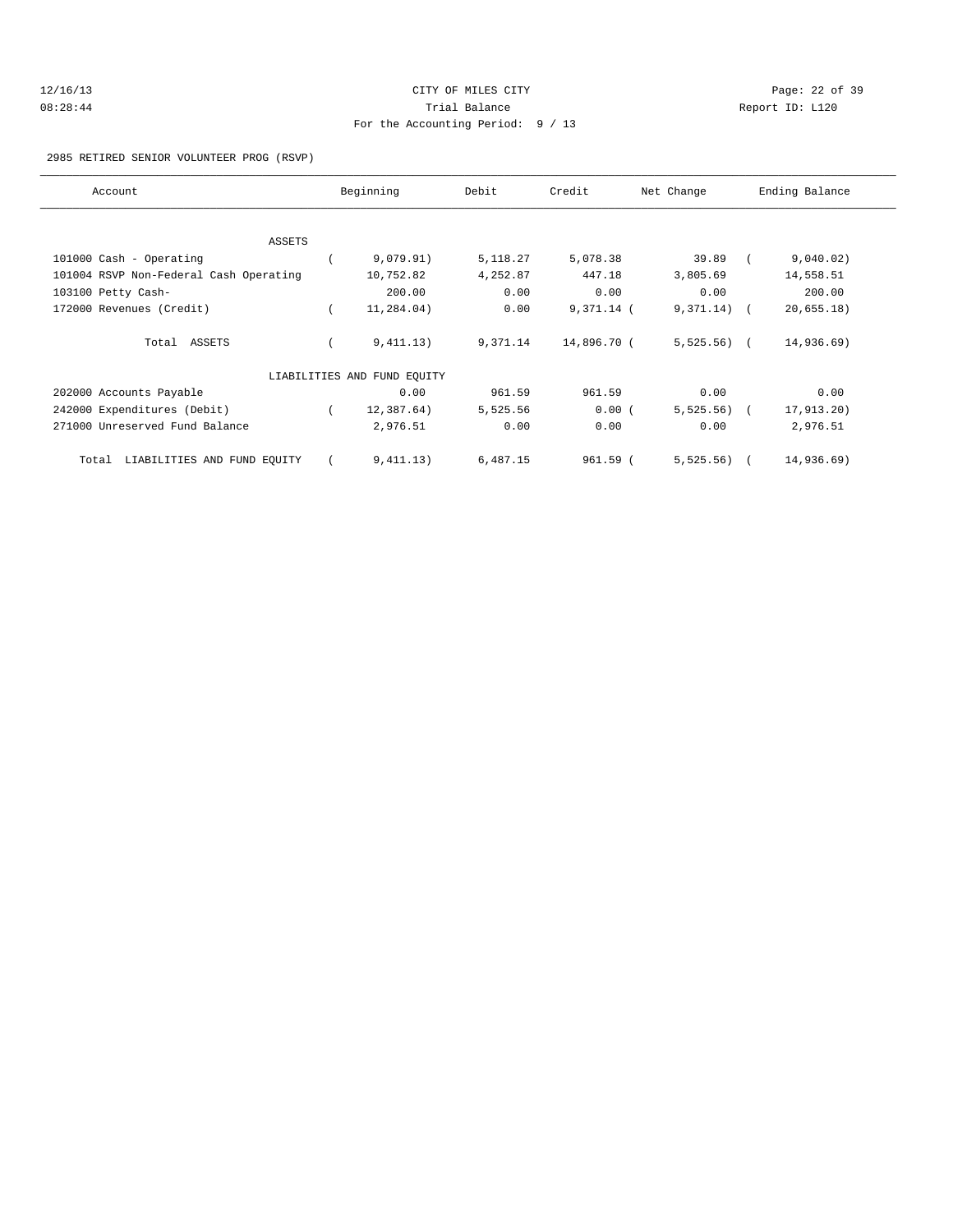CITY OF MILES CITY

Trial Balance

For the Accounting Period: 9 / 13

2985 RETIRED SENIOR VOLUNTEER PROG (RSVP)

| Account | Beginning | Debit | Credit | Net Change | Ending Balance |
|---|---|---|---|---|---|
| ASSETS | | | | | |
| 101000 Cash - Operating | ( 9,079.91) | 5,118.27 | 5,078.38 | 39.89 | ( 9,040.02) |
| 101004 RSVP Non-Federal Cash Operating | 10,752.82 | 4,252.87 | 447.18 | 3,805.69 | 14,558.51 |
| 103100 Petty Cash- | 200.00 | 0.00 | 0.00 | 0.00 | 200.00 |
| 172000 Revenues (Credit) | ( 11,284.04) | 0.00 | 9,371.14 | ( 9,371.14) | ( 20,655.18) |
| Total ASSETS | ( 9,411.13) | 9,371.14 | 14,896.70 | ( 5,525.56) | ( 14,936.69) |
| LIABILITIES AND FUND EQUITY | | | | | |
| 202000 Accounts Payable | 0.00 | 961.59 | 961.59 | 0.00 | 0.00 |
| 242000 Expenditures (Debit) | ( 12,387.64) | 5,525.56 | 0.00 | ( 5,525.56) | ( 17,913.20) |
| 271000 Unreserved Fund Balance | 2,976.51 | 0.00 | 0.00 | 0.00 | 2,976.51 |
| Total LIABILITIES AND FUND EQUITY | ( 9,411.13) | 6,487.15 | 961.59 | ( 5,525.56) | ( 14,936.69) |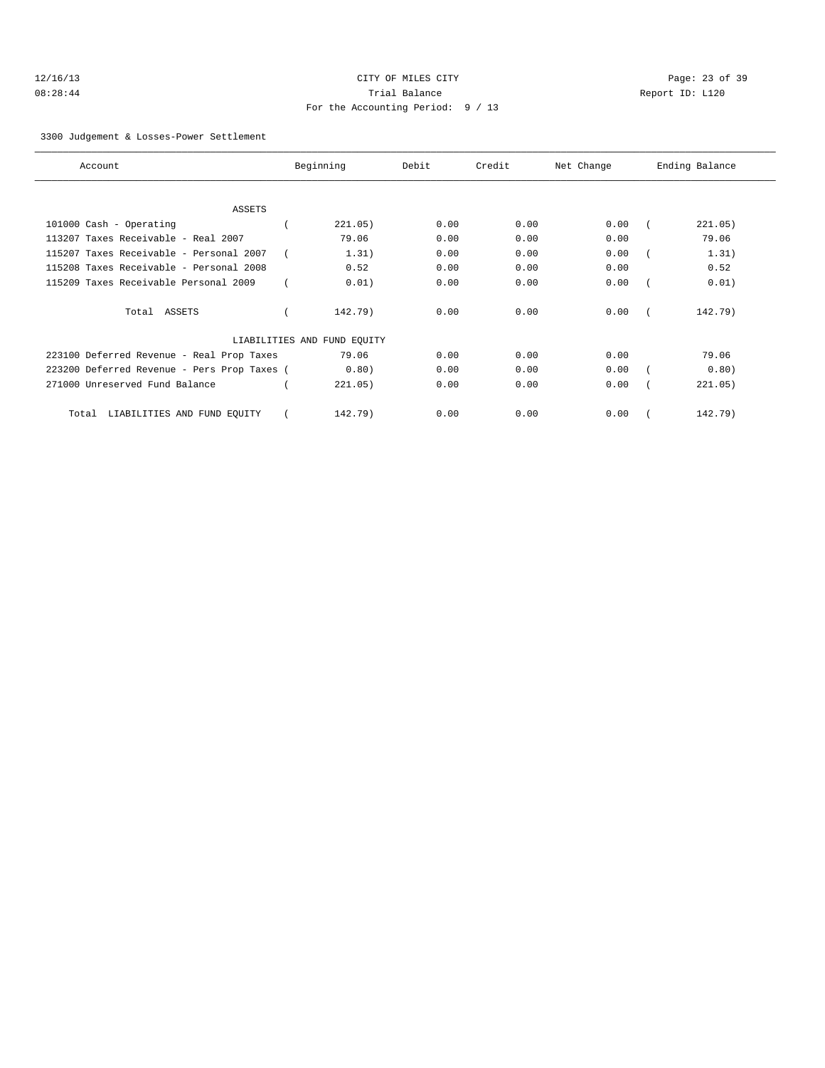CITY OF MILES CITY

Trial Balance

For the Accounting Period: 9 / 13

3300 Judgement & Losses-Power Settlement

| Account | Beginning | Debit | Credit | Net Change | Ending Balance |
|---|---|---|---|---|---|
| ASSETS | | | | | |
| 101000 Cash - Operating | ( 221.05) | 0.00 | 0.00 | 0.00 | ( 221.05) |
| 113207 Taxes Receivable - Real 2007 | 79.06 | 0.00 | 0.00 | 0.00 | 79.06 |
| 115207 Taxes Receivable - Personal 2007 | ( 1.31) | 0.00 | 0.00 | 0.00 | ( 1.31) |
| 115208 Taxes Receivable - Personal 2008 | 0.52 | 0.00 | 0.00 | 0.00 | 0.52 |
| 115209 Taxes Receivable Personal 2009 | ( 0.01) | 0.00 | 0.00 | 0.00 | ( 0.01) |
| Total ASSETS | ( 142.79) | 0.00 | 0.00 | 0.00 | ( 142.79) |
| LIABILITIES AND FUND EQUITY | | | | | |
| 223100 Deferred Revenue - Real Prop Taxes | 79.06 | 0.00 | 0.00 | 0.00 | 79.06 |
| 223200 Deferred Revenue - Pers Prop Taxes | ( 0.80) | 0.00 | 0.00 | 0.00 | ( 0.80) |
| 271000 Unreserved Fund Balance | ( 221.05) | 0.00 | 0.00 | 0.00 | ( 221.05) |
| Total LIABILITIES AND FUND EQUITY | ( 142.79) | 0.00 | 0.00 | 0.00 | ( 142.79) |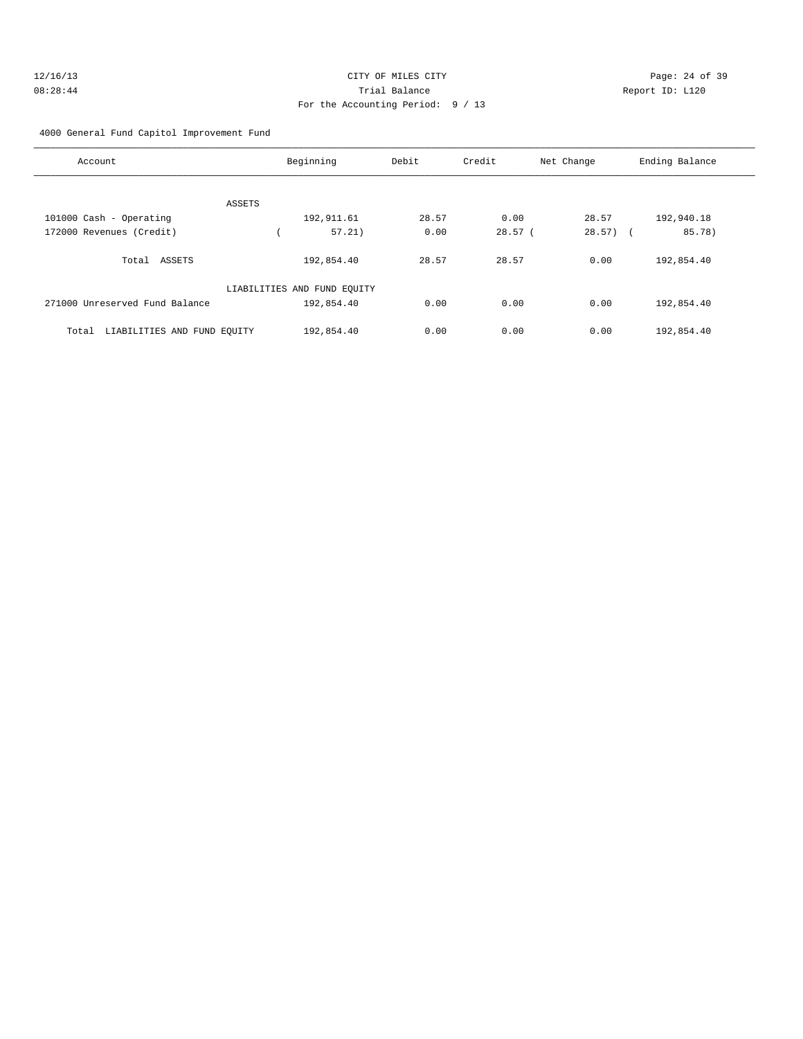12/16/13 CITY OF MILES CITY
08:28:44 Trial Balance Report ID: L120
For the Accounting Period: 9 / 13

4000 General Fund Capitol Improvement Fund

| Account | Beginning | Debit | Credit | Net Change | Ending Balance |
|---|---|---|---|---|---|
| ASSETS | | | | | |
| 101000 Cash - Operating | 192,911.61 | 28.57 | 0.00 | 28.57 | 192,940.18 |
| 172000 Revenues (Credit) | ( 57.21) | 0.00 | 28.57 | ( 28.57) | ( 85.78) |
| Total ASSETS | 192,854.40 | 28.57 | 28.57 | 0.00 | 192,854.40 |
| LIABILITIES AND FUND EQUITY | | | | | |
| 271000 Unreserved Fund Balance | 192,854.40 | 0.00 | 0.00 | 0.00 | 192,854.40 |
| Total LIABILITIES AND FUND EQUITY | 192,854.40 | 0.00 | 0.00 | 0.00 | 192,854.40 |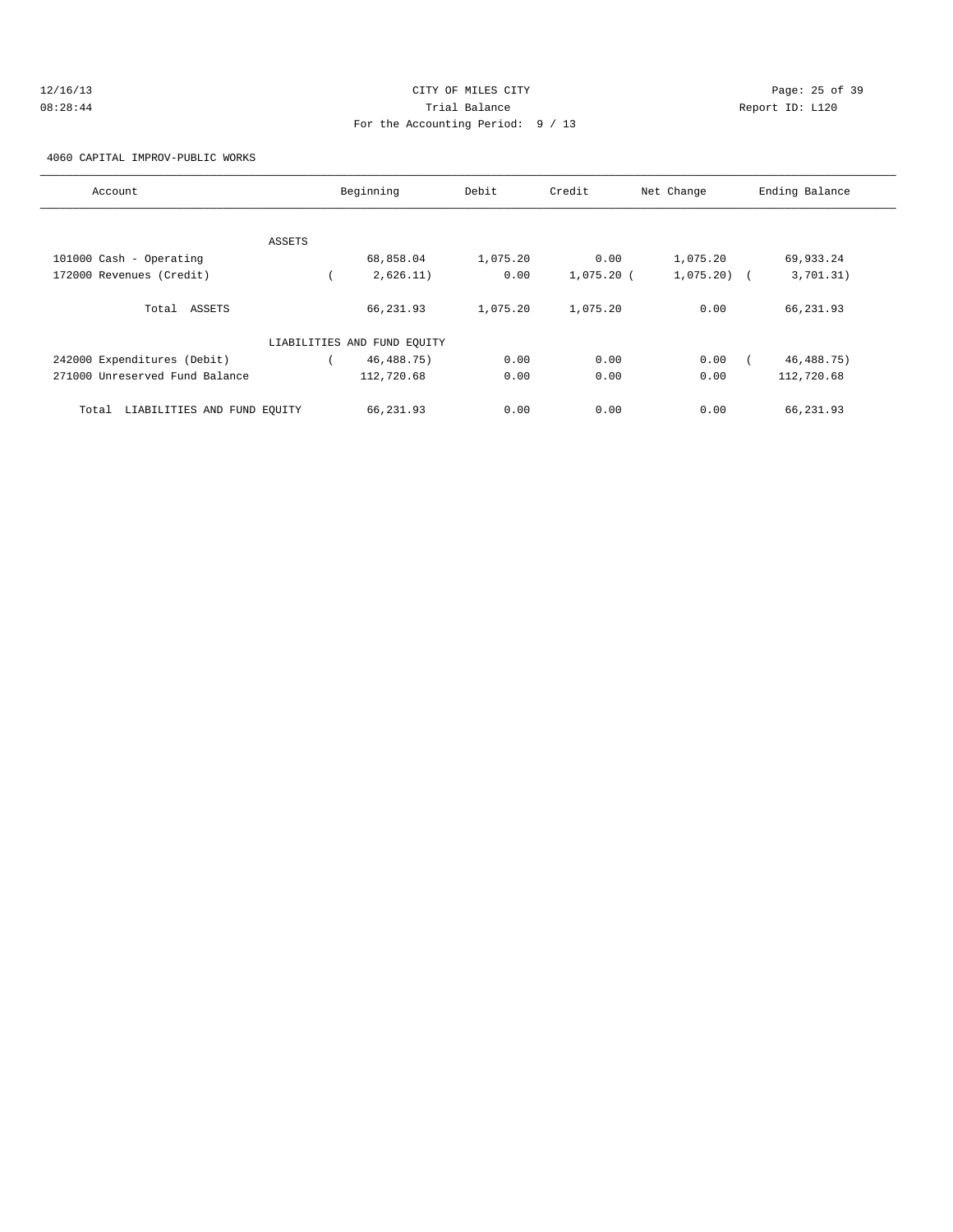CITY OF MILES CITY

Trial Balance

For the Accounting Period: 9 / 13

12/16/13
08:28:44

Report ID: L120

4060 CAPITAL IMPROV-PUBLIC WORKS

| Account | Beginning | Debit | Credit | Net Change | Ending Balance |
|---|---|---|---|---|---|
| ASSETS | | | | | |
| 101000 Cash - Operating | 68,858.04 | 1,075.20 | 0.00 | 1,075.20 | 69,933.24 |
| 172000 Revenues (Credit) | ( 2,626.11) | 0.00 | 1,075.20 | ( 1,075.20) | ( 3,701.31) |
| Total ASSETS | 66,231.93 | 1,075.20 | 1,075.20 | 0.00 | 66,231.93 |
| LIABILITIES AND FUND EQUITY | | | | | |
| 242000 Expenditures (Debit) | ( 46,488.75) | 0.00 | 0.00 | 0.00 | ( 46,488.75) |
| 271000 Unreserved Fund Balance | 112,720.68 | 0.00 | 0.00 | 0.00 | 112,720.68 |
| Total LIABILITIES AND FUND EQUITY | 66,231.93 | 0.00 | 0.00 | 0.00 | 66,231.93 |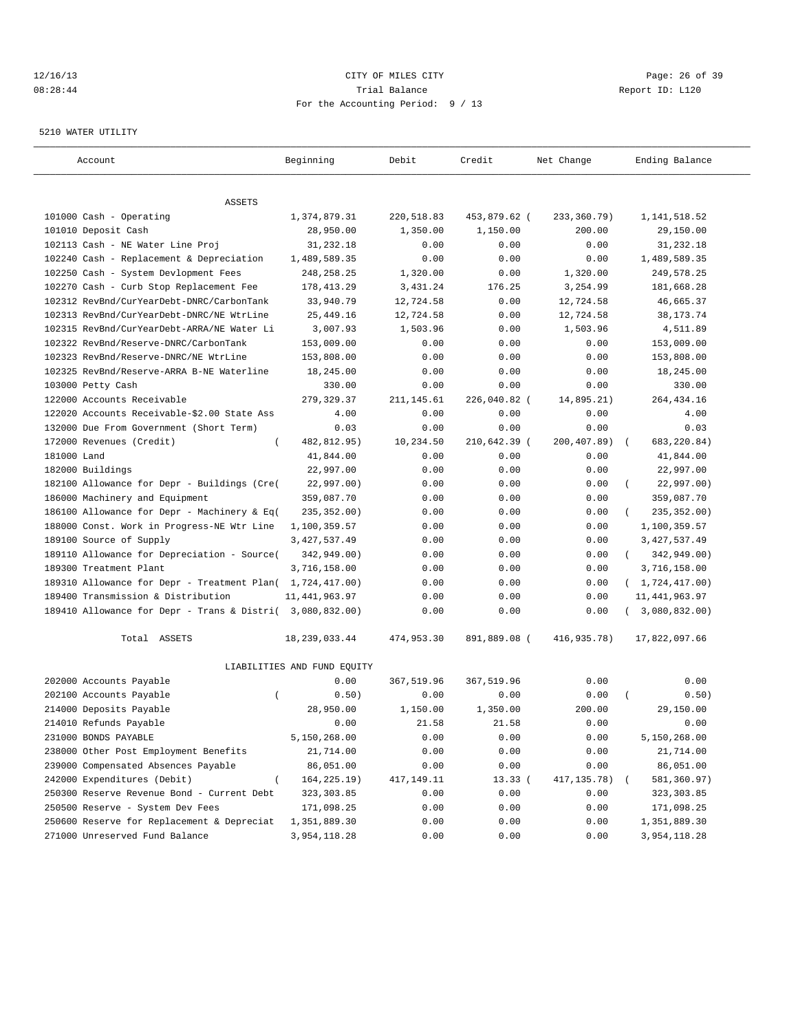CITY OF MILES CITY
Trial Balance
For the Accounting Period: 9 / 13

12/16/13
08:28:44

Report ID: L120

5210 WATER UTILITY

| Account | Beginning | Debit | Credit | Net Change | Ending Balance |
|---|---|---|---|---|---|
| ASSETS | | | | | |
| 101000 Cash - Operating | 1,374,879.31 | 220,518.83 | 453,879.62 | ( 233,360.79) | 1,141,518.52 |
| 101010 Deposit Cash | 28,950.00 | 1,350.00 | 1,150.00 | 200.00 | 29,150.00 |
| 102113 Cash - NE Water Line Proj | 31,232.18 | 0.00 | 0.00 | 0.00 | 31,232.18 |
| 102240 Cash - Replacement & Depreciation | 1,489,589.35 | 0.00 | 0.00 | 0.00 | 1,489,589.35 |
| 102250 Cash - System Devlopment Fees | 248,258.25 | 1,320.00 | 0.00 | 1,320.00 | 249,578.25 |
| 102270 Cash - Curb Stop Replacement Fee | 178,413.29 | 3,431.24 | 176.25 | 3,254.99 | 181,668.28 |
| 102312 RevBnd/CurYearDebt-DNRC/CarbonTank | 33,940.79 | 12,724.58 | 0.00 | 12,724.58 | 46,665.37 |
| 102313 RevBnd/CurYearDebt-DNRC/NE WtrLine | 25,449.16 | 12,724.58 | 0.00 | 12,724.58 | 38,173.74 |
| 102315 RevBnd/CurYearDebt-ARRA/NE Water Li | 3,007.93 | 1,503.96 | 0.00 | 1,503.96 | 4,511.89 |
| 102322 RevBnd/Reserve-DNRC/CarbonTank | 153,009.00 | 0.00 | 0.00 | 0.00 | 153,009.00 |
| 102323 RevBnd/Reserve-DNRC/NE WtrLine | 153,808.00 | 0.00 | 0.00 | 0.00 | 153,808.00 |
| 102325 RevBnd/Reserve-ARRA B-NE Waterline | 18,245.00 | 0.00 | 0.00 | 0.00 | 18,245.00 |
| 103000 Petty Cash | 330.00 | 0.00 | 0.00 | 0.00 | 330.00 |
| 122000 Accounts Receivable | 279,329.37 | 211,145.61 | 226,040.82 | ( 14,895.21) | 264,434.16 |
| 122020 Accounts Receivable-$2.00 State Ass | 4.00 | 0.00 | 0.00 | 0.00 | 4.00 |
| 132000 Due From Government (Short Term) | 0.03 | 0.00 | 0.00 | 0.00 | 0.03 |
| 172000 Revenues (Credit) | ( 482,812.95) | 10,234.50 | 210,642.39 | ( 200,407.89) | ( 683,220.84) |
| 181000 Land | 41,844.00 | 0.00 | 0.00 | 0.00 | 41,844.00 |
| 182000 Buildings | 22,997.00 | 0.00 | 0.00 | 0.00 | 22,997.00 |
| 182100 Allowance for Depr - Buildings (Cre( | 22,997.00) | 0.00 | 0.00 | 0.00 | ( 22,997.00) |
| 186000 Machinery and Equipment | 359,087.70 | 0.00 | 0.00 | 0.00 | 359,087.70 |
| 186100 Allowance for Depr - Machinery & Eq( | 235,352.00) | 0.00 | 0.00 | 0.00 | ( 235,352.00) |
| 188000 Const. Work in Progress-NE Wtr Line | 1,100,359.57 | 0.00 | 0.00 | 0.00 | 1,100,359.57 |
| 189100 Source of Supply | 3,427,537.49 | 0.00 | 0.00 | 0.00 | 3,427,537.49 |
| 189110 Allowance for Depreciation - Source( | 342,949.00) | 0.00 | 0.00 | 0.00 | ( 342,949.00) |
| 189300 Treatment Plant | 3,716,158.00 | 0.00 | 0.00 | 0.00 | 3,716,158.00 |
| 189310 Allowance for Depr - Treatment Plan( | 1,724,417.00) | 0.00 | 0.00 | 0.00 | ( 1,724,417.00) |
| 189400 Transmission & Distribution | 11,441,963.97 | 0.00 | 0.00 | 0.00 | 11,441,963.97 |
| 189410 Allowance for Depr - Trans & Distri( | 3,080,832.00) | 0.00 | 0.00 | 0.00 | ( 3,080,832.00) |
| Total ASSETS | 18,239,033.44 | 474,953.30 | 891,889.08 | ( 416,935.78) | 17,822,097.66 |
| LIABILITIES AND FUND EQUITY | | | | | |
| 202000 Accounts Payable | 0.00 | 367,519.96 | 367,519.96 | 0.00 | 0.00 |
| 202100 Accounts Payable | ( 0.50) | 0.00 | 0.00 | 0.00 | ( 0.50) |
| 214000 Deposits Payable | 28,950.00 | 1,150.00 | 1,350.00 | 200.00 | 29,150.00 |
| 214010 Refunds Payable | 0.00 | 21.58 | 21.58 | 0.00 | 0.00 |
| 231000 BONDS PAYABLE | 5,150,268.00 | 0.00 | 0.00 | 0.00 | 5,150,268.00 |
| 238000 Other Post Employment Benefits | 21,714.00 | 0.00 | 0.00 | 0.00 | 21,714.00 |
| 239000 Compensated Absences Payable | 86,051.00 | 0.00 | 0.00 | 0.00 | 86,051.00 |
| 242000 Expenditures (Debit) | ( 164,225.19) | 417,149.11 | 13.33 | ( 417,135.78) | ( 581,360.97) |
| 250300 Reserve Revenue Bond - Current Debt | 323,303.85 | 0.00 | 0.00 | 0.00 | 323,303.85 |
| 250500 Reserve - System Dev Fees | 171,098.25 | 0.00 | 0.00 | 0.00 | 171,098.25 |
| 250600 Reserve for Replacement & Depreciat | 1,351,889.30 | 0.00 | 0.00 | 0.00 | 1,351,889.30 |
| 271000 Unreserved Fund Balance | 3,954,118.28 | 0.00 | 0.00 | 0.00 | 3,954,118.28 |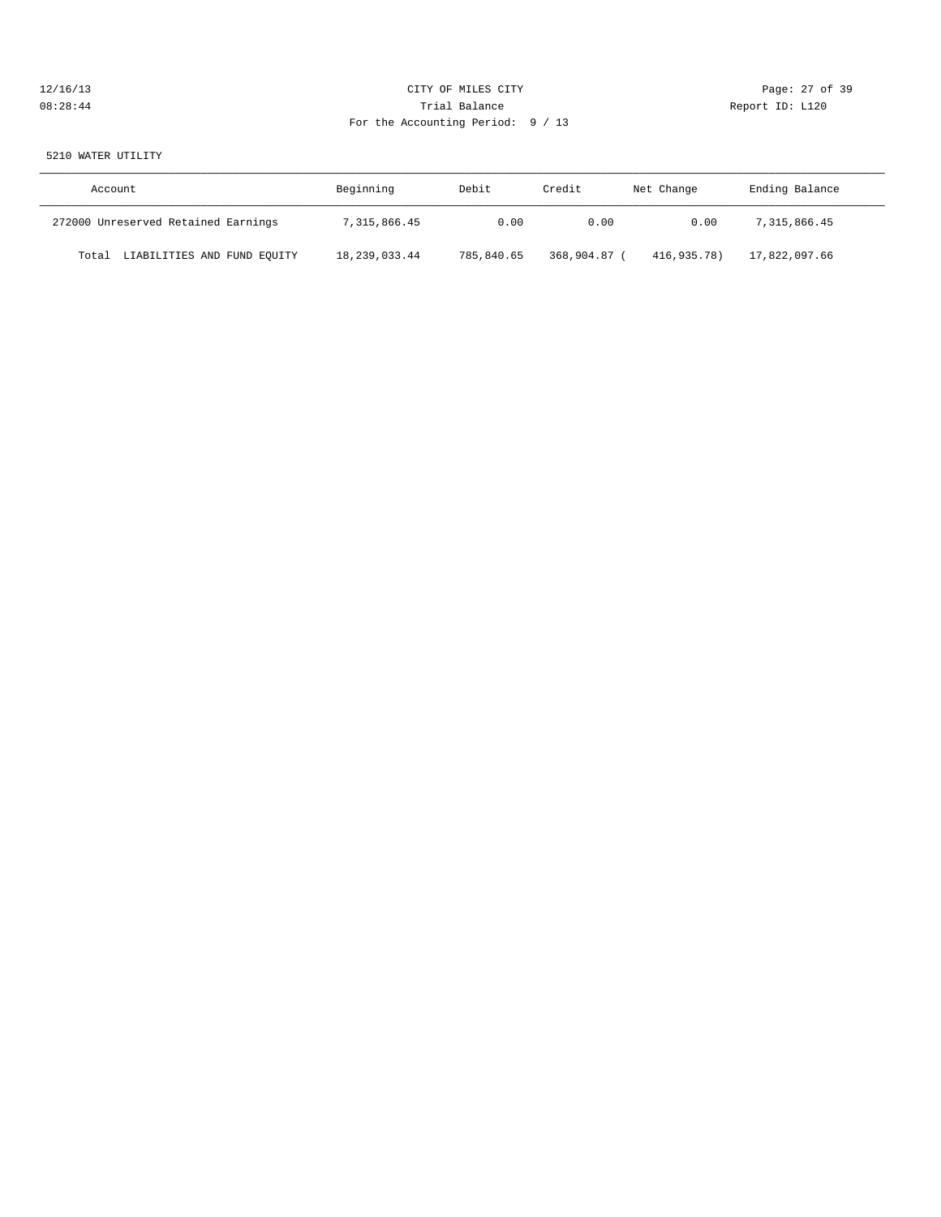CITY OF MILES CITY

Trial Balance

For the Accounting Period: 9 / 13

5210 WATER UTILITY

| Account | Beginning | Debit | Credit | Net Change | Ending Balance |
|---|---|---|---|---|---|
| 272000 Unreserved Retained Earnings | 7,315,866.45 | 0.00 | 0.00 | 0.00 | 7,315,866.45 |
| Total LIABILITIES AND FUND EQUITY | 18,239,033.44 | 785,840.65 | 368,904.87 | ( 416,935.78) | 17,822,097.66 |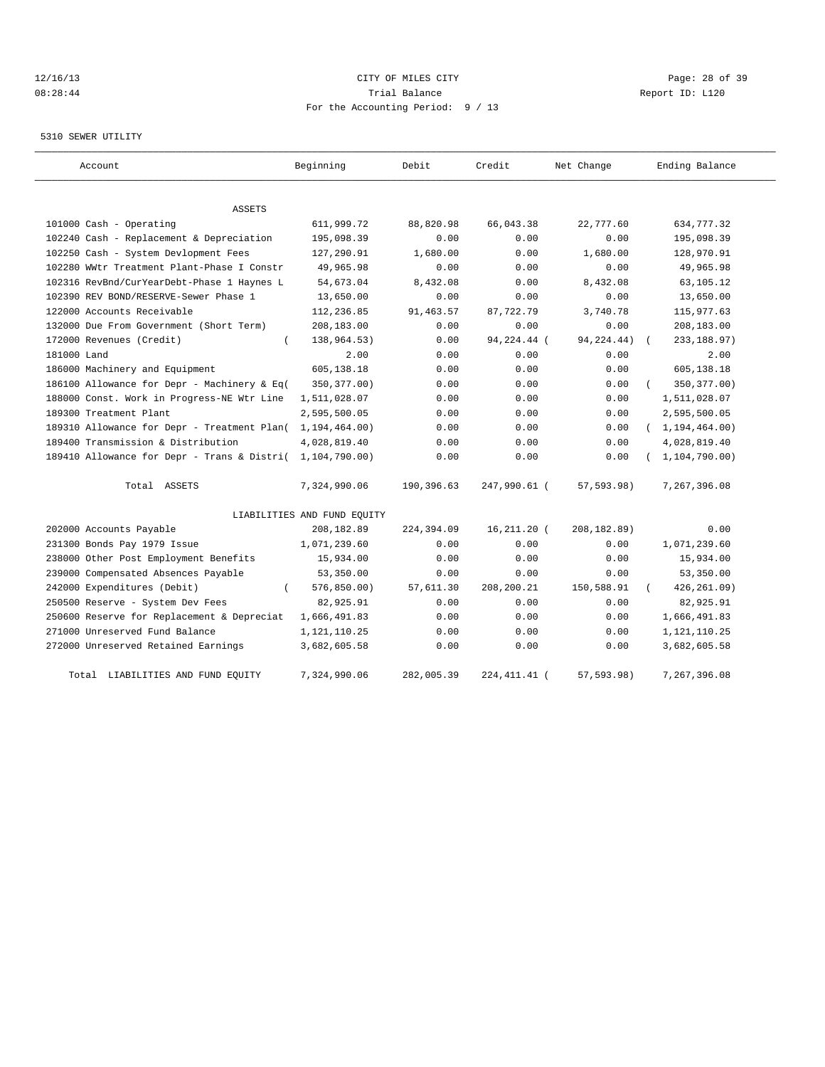CITY OF MILES CITY
Trial Balance
For the Accounting Period: 9 / 13

5310 SEWER UTILITY

| Account | Beginning | Debit | Credit | Net Change | Ending Balance |
|---|---|---|---|---|---|
| ASSETS | | | | | |
| 101000 Cash - Operating | 611,999.72 | 88,820.98 | 66,043.38 | 22,777.60 | 634,777.32 |
| 102240 Cash - Replacement & Depreciation | 195,098.39 | 0.00 | 0.00 | 0.00 | 195,098.39 |
| 102250 Cash - System Devlopment Fees | 127,290.91 | 1,680.00 | 0.00 | 1,680.00 | 128,970.91 |
| 102280 WWtr Treatment Plant-Phase I Constr | 49,965.98 | 0.00 | 0.00 | 0.00 | 49,965.98 |
| 102316 RevBnd/CurYearDebt-Phase 1 Haynes L | 54,673.04 | 8,432.08 | 0.00 | 8,432.08 | 63,105.12 |
| 102390 REV BOND/RESERVE-Sewer Phase 1 | 13,650.00 | 0.00 | 0.00 | 0.00 | 13,650.00 |
| 122000 Accounts Receivable | 112,236.85 | 91,463.57 | 87,722.79 | 3,740.78 | 115,977.63 |
| 132000 Due From Government (Short Term) | 208,183.00 | 0.00 | 0.00 | 0.00 | 208,183.00 |
| 172000 Revenues (Credit) | ( 138,964.53) | 0.00 | 94,224.44 | ( 94,224.44) | ( 233,188.97) |
| 181000 Land | 2.00 | 0.00 | 0.00 | 0.00 | 2.00 |
| 186000 Machinery and Equipment | 605,138.18 | 0.00 | 0.00 | 0.00 | 605,138.18 |
| 186100 Allowance for Depr - Machinery & Eq | ( 350,377.00) | 0.00 | 0.00 | 0.00 | ( 350,377.00) |
| 188000 Const. Work in Progress-NE Wtr Line | 1,511,028.07 | 0.00 | 0.00 | 0.00 | 1,511,028.07 |
| 189300 Treatment Plant | 2,595,500.05 | 0.00 | 0.00 | 0.00 | 2,595,500.05 |
| 189310 Allowance for Depr - Treatment Plan | ( 1,194,464.00) | 0.00 | 0.00 | 0.00 | ( 1,194,464.00) |
| 189400 Transmission & Distribution | 4,028,819.40 | 0.00 | 0.00 | 0.00 | 4,028,819.40 |
| 189410 Allowance for Depr - Trans & Distri | ( 1,104,790.00) | 0.00 | 0.00 | 0.00 | ( 1,104,790.00) |
| Total ASSETS | 7,324,990.06 | 190,396.63 | 247,990.61 | ( 57,593.98) | 7,267,396.08 |
| LIABILITIES AND FUND EQUITY | | | | | |
| 202000 Accounts Payable | 208,182.89 | 224,394.09 | 16,211.20 | ( 208,182.89) | 0.00 |
| 231300 Bonds Pay 1979 Issue | 1,071,239.60 | 0.00 | 0.00 | 0.00 | 1,071,239.60 |
| 238000 Other Post Employment Benefits | 15,934.00 | 0.00 | 0.00 | 0.00 | 15,934.00 |
| 239000 Compensated Absences Payable | 53,350.00 | 0.00 | 0.00 | 0.00 | 53,350.00 |
| 242000 Expenditures (Debit) | ( 576,850.00) | 57,611.30 | 208,200.21 | 150,588.91 | ( 426,261.09) |
| 250500 Reserve - System Dev Fees | 82,925.91 | 0.00 | 0.00 | 0.00 | 82,925.91 |
| 250600 Reserve for Replacement & Depreciat | 1,666,491.83 | 0.00 | 0.00 | 0.00 | 1,666,491.83 |
| 271000 Unreserved Fund Balance | 1,121,110.25 | 0.00 | 0.00 | 0.00 | 1,121,110.25 |
| 272000 Unreserved Retained Earnings | 3,682,605.58 | 0.00 | 0.00 | 0.00 | 3,682,605.58 |
| Total LIABILITIES AND FUND EQUITY | 7,324,990.06 | 282,005.39 | 224,411.41 | ( 57,593.98) | 7,267,396.08 |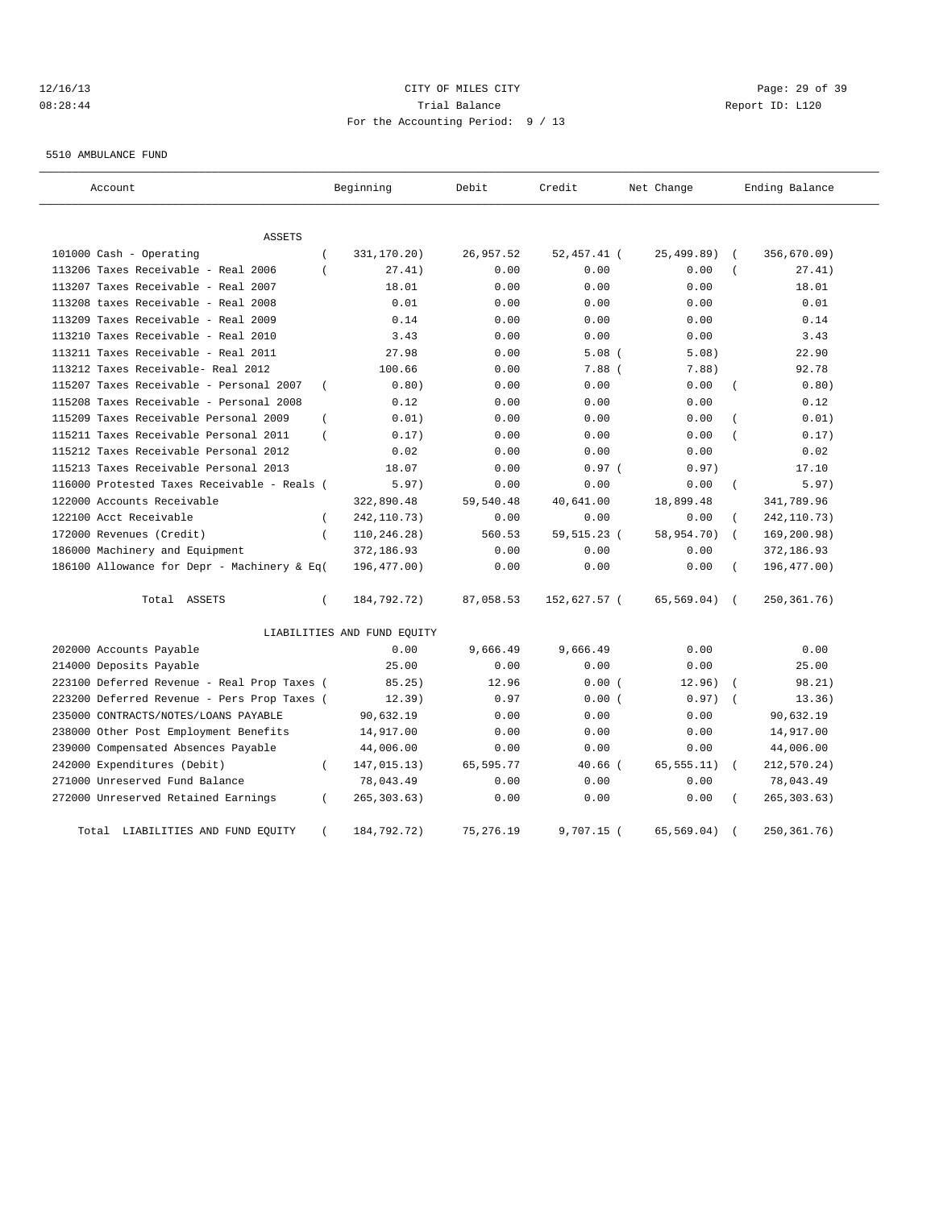CITY OF MILES CITY
Trial Balance
For the Accounting Period: 9 / 13

12/16/13
08:28:44

Report ID: L120

5510 AMBULANCE FUND

| Account | Beginning | Debit | Credit | Net Change | Ending Balance |
|---|---|---|---|---|---|
| **ASSETS** | | | | | |
| 101000 Cash - Operating | ( 331,170.20) | 26,957.52 | 52,457.41 | ( 25,499.89) | ( 356,670.09) |
| 113206 Taxes Receivable - Real 2006 | ( 27.41) | 0.00 | 0.00 | 0.00 | ( 27.41) |
| 113207 Taxes Receivable - Real 2007 | 18.01 | 0.00 | 0.00 | 0.00 | 18.01 |
| 113208 taxes Receivable - Real 2008 | 0.01 | 0.00 | 0.00 | 0.00 | 0.01 |
| 113209 Taxes Receivable - Real 2009 | 0.14 | 0.00 | 0.00 | 0.00 | 0.14 |
| 113210 Taxes Receivable - Real 2010 | 3.43 | 0.00 | 0.00 | 0.00 | 3.43 |
| 113211 Taxes Receivable - Real 2011 | 27.98 | 0.00 | 5.08 | ( 5.08) | 22.90 |
| 113212 Taxes Receivable- Real 2012 | 100.66 | 0.00 | 7.88 | ( 7.88) | 92.78 |
| 115207 Taxes Receivable - Personal 2007 | ( 0.80) | 0.00 | 0.00 | 0.00 | ( 0.80) |
| 115208 Taxes Receivable - Personal 2008 | 0.12 | 0.00 | 0.00 | 0.00 | 0.12 |
| 115209 Taxes Receivable Personal 2009 | ( 0.01) | 0.00 | 0.00 | 0.00 | ( 0.01) |
| 115211 Taxes Receivable Personal 2011 | ( 0.17) | 0.00 | 0.00 | 0.00 | ( 0.17) |
| 115212 Taxes Receivable Personal 2012 | 0.02 | 0.00 | 0.00 | 0.00 | 0.02 |
| 115213 Taxes Receivable Personal 2013 | 18.07 | 0.00 | 0.97 | ( 0.97) | 17.10 |
| 116000 Protested Taxes Receivable - Reals | ( 5.97) | 0.00 | 0.00 | 0.00 | ( 5.97) |
| 122000 Accounts Receivable | 322,890.48 | 59,540.48 | 40,641.00 | 18,899.48 | 341,789.96 |
| 122100 Acct Receivable | ( 242,110.73) | 0.00 | 0.00 | 0.00 | ( 242,110.73) |
| 172000 Revenues (Credit) | ( 110,246.28) | 560.53 | 59,515.23 | ( 58,954.70) | ( 169,200.98) |
| 186000 Machinery and Equipment | 372,186.93 | 0.00 | 0.00 | 0.00 | 372,186.93 |
| 186100 Allowance for Depr - Machinery & Eq | ( 196,477.00) | 0.00 | 0.00 | 0.00 | ( 196,477.00) |
| Total ASSETS | ( 184,792.72) | 87,058.53 | 152,627.57 | ( 65,569.04) | ( 250,361.76) |
| **LIABILITIES AND FUND EQUITY** | | | | | |
| 202000 Accounts Payable | 0.00 | 9,666.49 | 9,666.49 | 0.00 | 0.00 |
| 214000 Deposits Payable | 25.00 | 0.00 | 0.00 | 0.00 | 25.00 |
| 223100 Deferred Revenue - Real Prop Taxes | ( 85.25) | 12.96 | 0.00 | ( 12.96) | ( 98.21) |
| 223200 Deferred Revenue - Pers Prop Taxes | ( 12.39) | 0.97 | 0.00 | ( 0.97) | ( 13.36) |
| 235000 CONTRACTS/NOTES/LOANS PAYABLE | 90,632.19 | 0.00 | 0.00 | 0.00 | 90,632.19 |
| 238000 Other Post Employment Benefits | 14,917.00 | 0.00 | 0.00 | 0.00 | 14,917.00 |
| 239000 Compensated Absences Payable | 44,006.00 | 0.00 | 0.00 | 0.00 | 44,006.00 |
| 242000 Expenditures (Debit) | ( 147,015.13) | 65,595.77 | 40.66 | ( 65,555.11) | ( 212,570.24) |
| 271000 Unreserved Fund Balance | 78,043.49 | 0.00 | 0.00 | 0.00 | 78,043.49 |
| 272000 Unreserved Retained Earnings | ( 265,303.63) | 0.00 | 0.00 | 0.00 | ( 265,303.63) |
| Total LIABILITIES AND FUND EQUITY | ( 184,792.72) | 75,276.19 | 9,707.15 | ( 65,569.04) | ( 250,361.76) |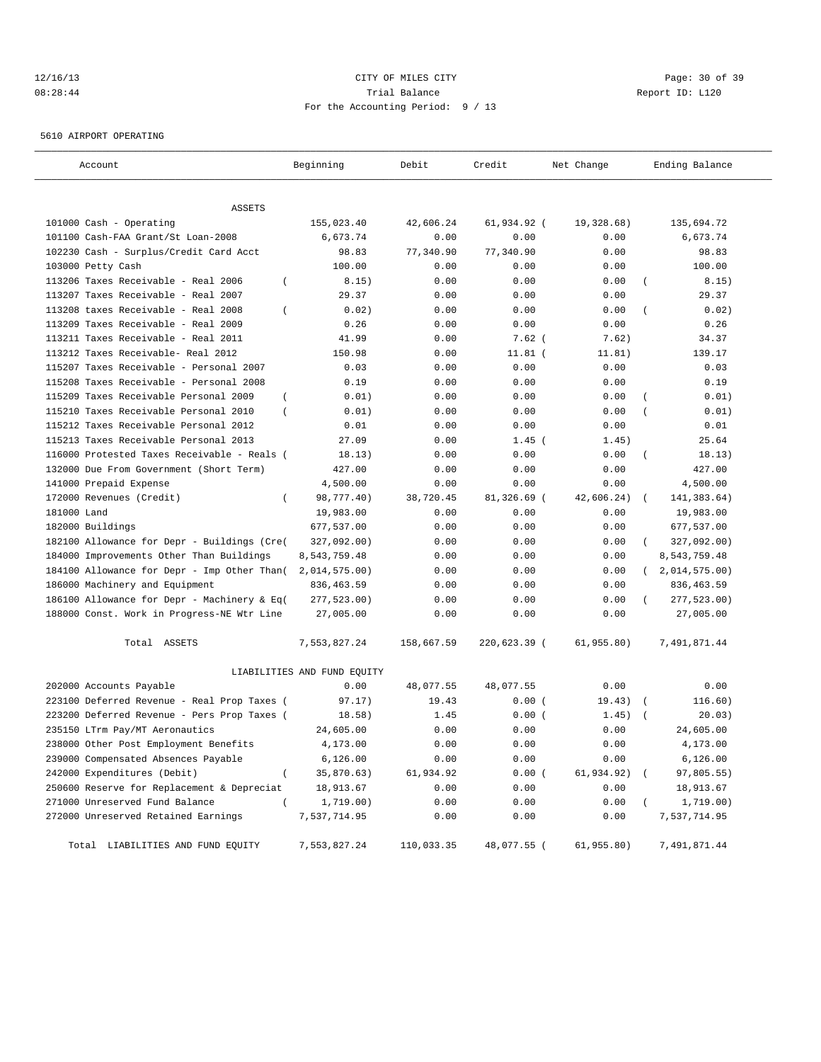CITY OF MILES CITY

Trial Balance

For the Accounting Period: 9 / 13

5610 AIRPORT OPERATING

| Account | Beginning | Debit | Credit | Net Change | Ending Balance |
|---|---|---|---|---|---|
| ASSETS | | | | | |
| 101000 Cash - Operating | 155,023.40 | 42,606.24 | 61,934.92 | (19,328.68) | 135,694.72 |
| 101100 Cash-FAA Grant/St Loan-2008 | 6,673.74 | 0.00 | 0.00 | 0.00 | 6,673.74 |
| 102230 Cash - Surplus/Credit Card Acct | 98.83 | 77,340.90 | 77,340.90 | 0.00 | 98.83 |
| 103000 Petty Cash | 100.00 | 0.00 | 0.00 | 0.00 | 100.00 |
| 113206 Taxes Receivable - Real 2006 | (8.15) | 0.00 | 0.00 | 0.00 | (8.15) |
| 113207 Taxes Receivable - Real 2007 | 29.37 | 0.00 | 0.00 | 0.00 | 29.37 |
| 113208 taxes Receivable - Real 2008 | (0.02) | 0.00 | 0.00 | 0.00 | (0.02) |
| 113209 Taxes Receivable - Real 2009 | 0.26 | 0.00 | 0.00 | 0.00 | 0.26 |
| 113211 Taxes Receivable - Real 2011 | 41.99 | 0.00 | 7.62 | (7.62) | 34.37 |
| 113212 Taxes Receivable- Real 2012 | 150.98 | 0.00 | 11.81 | (11.81) | 139.17 |
| 115207 Taxes Receivable - Personal 2007 | 0.03 | 0.00 | 0.00 | 0.00 | 0.03 |
| 115208 Taxes Receivable - Personal 2008 | 0.19 | 0.00 | 0.00 | 0.00 | 0.19 |
| 115209 Taxes Receivable Personal 2009 | (0.01) | 0.00 | 0.00 | 0.00 | (0.01) |
| 115210 Taxes Receivable Personal 2010 | (0.01) | 0.00 | 0.00 | 0.00 | (0.01) |
| 115212 Taxes Receivable Personal 2012 | 0.01 | 0.00 | 0.00 | 0.00 | 0.01 |
| 115213 Taxes Receivable Personal 2013 | 27.09 | 0.00 | 1.45 | (1.45) | 25.64 |
| 116000 Protested Taxes Receivable - Reals | (18.13) | 0.00 | 0.00 | 0.00 | (18.13) |
| 132000 Due From Government (Short Term) | 427.00 | 0.00 | 0.00 | 0.00 | 427.00 |
| 141000 Prepaid Expense | 4,500.00 | 0.00 | 0.00 | 0.00 | 4,500.00 |
| 172000 Revenues (Credit) | (98,777.40) | 38,720.45 | 81,326.69 | (42,606.24) | (141,383.64) |
| 181000 Land | 19,983.00 | 0.00 | 0.00 | 0.00 | 19,983.00 |
| 182000 Buildings | 677,537.00 | 0.00 | 0.00 | 0.00 | 677,537.00 |
| 182100 Allowance for Depr - Buildings (Cre | (327,092.00) | 0.00 | 0.00 | 0.00 | (327,092.00) |
| 184000 Improvements Other Than Buildings | 8,543,759.48 | 0.00 | 0.00 | 0.00 | 8,543,759.48 |
| 184100 Allowance for Depr - Imp Other Than | (2,014,575.00) | 0.00 | 0.00 | 0.00 | (2,014,575.00) |
| 186000 Machinery and Equipment | 836,463.59 | 0.00 | 0.00 | 0.00 | 836,463.59 |
| 186100 Allowance for Depr - Machinery & Eq | (277,523.00) | 0.00 | 0.00 | 0.00 | (277,523.00) |
| 188000 Const. Work in Progress-NE Wtr Line | 27,005.00 | 0.00 | 0.00 | 0.00 | 27,005.00 |
| Total ASSETS | 7,553,827.24 | 158,667.59 | 220,623.39 | (61,955.80) | 7,491,871.44 |
| LIABILITIES AND FUND EQUITY | | | | | |
| 202000 Accounts Payable | 0.00 | 48,077.55 | 48,077.55 | 0.00 | 0.00 |
| 223100 Deferred Revenue - Real Prop Taxes | (97.17) | 19.43 | 0.00 | (19.43) | (116.60) |
| 223200 Deferred Revenue - Pers Prop Taxes | (18.58) | 1.45 | 0.00 | (1.45) | (20.03) |
| 235150 LTrm Pay/MT Aeronautics | 24,605.00 | 0.00 | 0.00 | 0.00 | 24,605.00 |
| 238000 Other Post Employment Benefits | 4,173.00 | 0.00 | 0.00 | 0.00 | 4,173.00 |
| 239000 Compensated Absences Payable | 6,126.00 | 0.00 | 0.00 | 0.00 | 6,126.00 |
| 242000 Expenditures (Debit) | (35,870.63) | 61,934.92 | 0.00 | (61,934.92) | (97,805.55) |
| 250600 Reserve for Replacement & Depreciat | 18,913.67 | 0.00 | 0.00 | 0.00 | 18,913.67 |
| 271000 Unreserved Fund Balance | (1,719.00) | 0.00 | 0.00 | 0.00 | (1,719.00) |
| 272000 Unreserved Retained Earnings | 7,537,714.95 | 0.00 | 0.00 | 0.00 | 7,537,714.95 |
| Total LIABILITIES AND FUND EQUITY | 7,553,827.24 | 110,033.35 | 48,077.55 | (61,955.80) | 7,491,871.44 |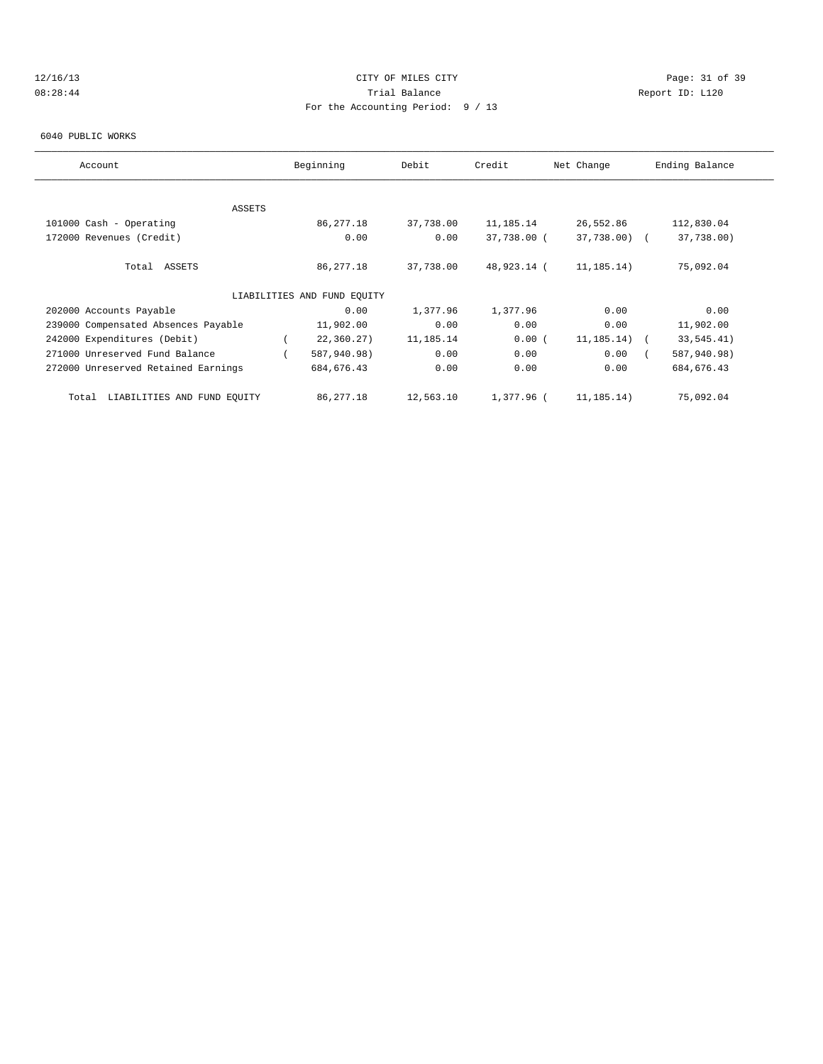CITY OF MILES CITY
Trial Balance
For the Accounting Period: 9 / 13

12/16/13
08:28:44

Report ID: L120

6040 PUBLIC WORKS

| Account | Beginning | Debit | Credit | Net Change | Ending Balance |
|---|---|---|---|---|---|
| ASSETS | | | | | |
| 101000 Cash - Operating | 86,277.18 | 37,738.00 | 11,185.14 | 26,552.86 | 112,830.04 |
| 172000 Revenues (Credit) | 0.00 | 0.00 | 37,738.00 | ( 37,738.00) | ( 37,738.00) |
| Total ASSETS | 86,277.18 | 37,738.00 | 48,923.14 | ( 11,185.14) | 75,092.04 |
| LIABILITIES AND FUND EQUITY | | | | | |
| 202000 Accounts Payable | 0.00 | 1,377.96 | 1,377.96 | 0.00 | 0.00 |
| 239000 Compensated Absences Payable | 11,902.00 | 0.00 | 0.00 | 0.00 | 11,902.00 |
| 242000 Expenditures (Debit) | ( 22,360.27) | 11,185.14 | 0.00 | ( 11,185.14) | ( 33,545.41) |
| 271000 Unreserved Fund Balance | ( 587,940.98) | 0.00 | 0.00 | 0.00 | ( 587,940.98) |
| 272000 Unreserved Retained Earnings | 684,676.43 | 0.00 | 0.00 | 0.00 | 684,676.43 |
| Total LIABILITIES AND FUND EQUITY | 86,277.18 | 12,563.10 | 1,377.96 | ( 11,185.14) | 75,092.04 |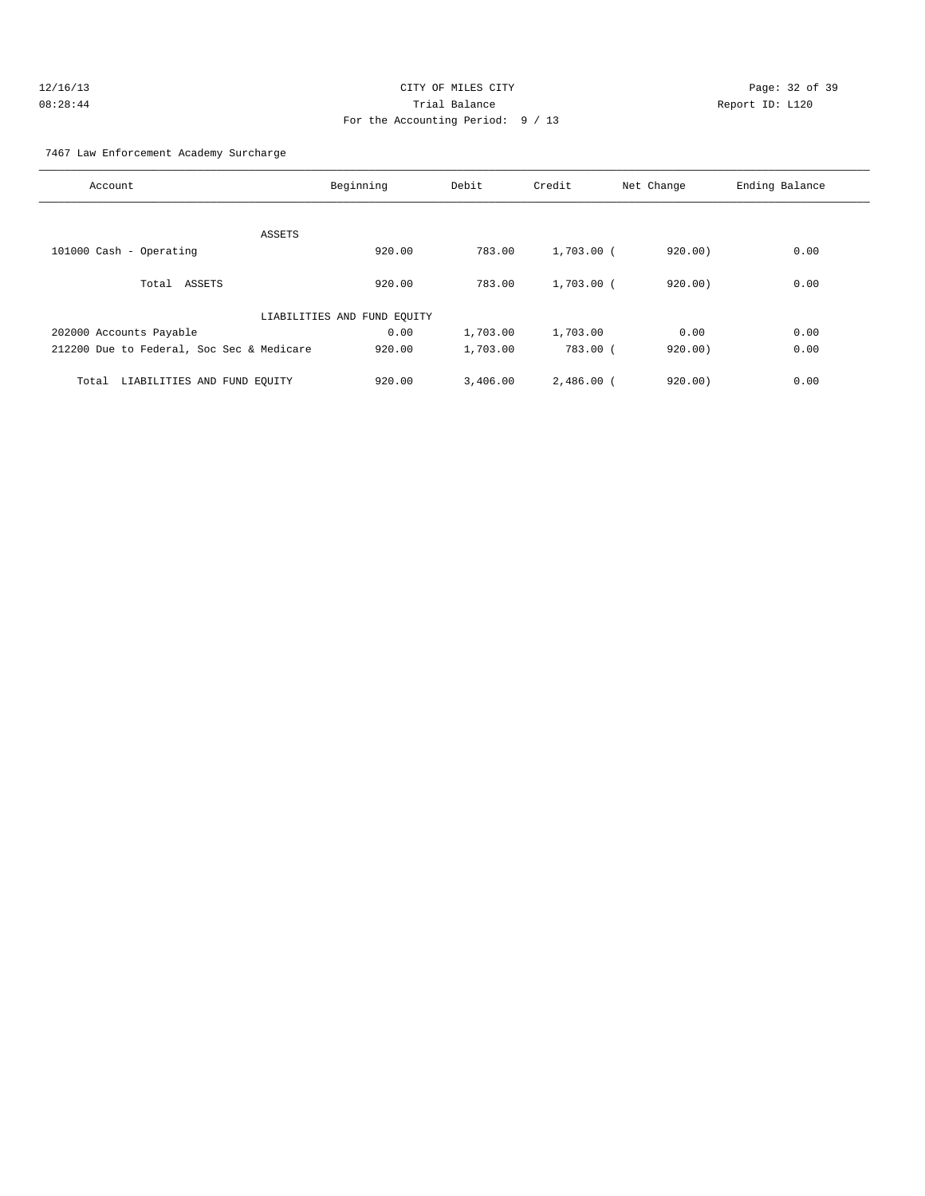CITY OF MILES CITY

Trial Balance

For the Accounting Period: 9 / 13

12/16/13
08:28:44

Report ID: L120

7467 Law Enforcement Academy Surcharge

| Account | Beginning | Debit | Credit | Net Change | Ending Balance |
|---|---|---|---|---|---|
| ASSETS | | | | | |
| 101000 Cash - Operating | 920.00 | 783.00 | 1,703.00 | (920.00) | 0.00 |
| Total ASSETS | 920.00 | 783.00 | 1,703.00 | (920.00) | 0.00 |
| LIABILITIES AND FUND EQUITY | | | | | |
| 202000 Accounts Payable | 0.00 | 1,703.00 | 1,703.00 | 0.00 | 0.00 |
| 212200 Due to Federal, Soc Sec & Medicare | 920.00 | 1,703.00 | 783.00 | (920.00) | 0.00 |
| Total LIABILITIES AND FUND EQUITY | 920.00 | 3,406.00 | 2,486.00 | (920.00) | 0.00 |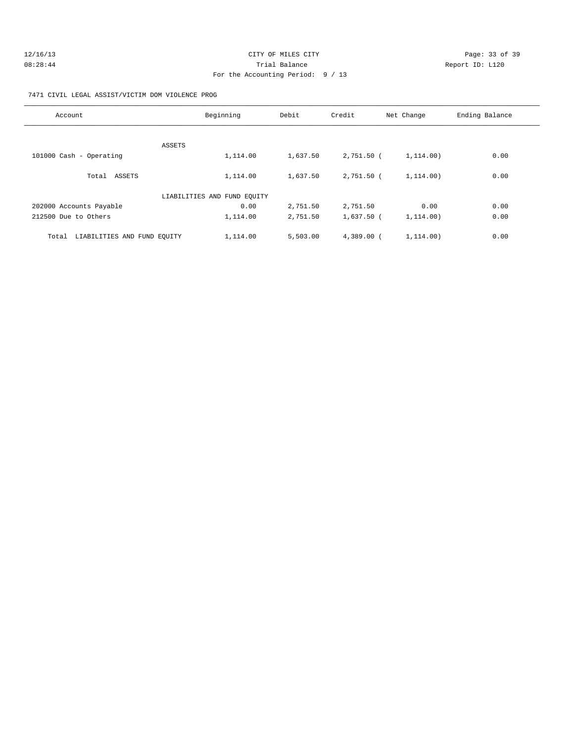CITY OF MILES CITY

Trial Balance

For the Accounting Period: 9 / 13

12/16/13
08:28:44

Report ID: L120

7471 CIVIL LEGAL ASSIST/VICTIM DOM VIOLENCE PROG

| Account | Beginning | Debit | Credit | Net Change | Ending Balance |
|---|---|---|---|---|---|
| ASSETS | | | | | |
| 101000 Cash - Operating | 1,114.00 | 1,637.50 | 2,751.50 ( | 1,114.00) | 0.00 |
| Total ASSETS | 1,114.00 | 1,637.50 | 2,751.50 ( | 1,114.00) | 0.00 |
| LIABILITIES AND FUND EQUITY | | | | | |
| 202000 Accounts Payable | 0.00 | 2,751.50 | 2,751.50 | 0.00 | 0.00 |
| 212500 Due to Others | 1,114.00 | 2,751.50 | 1,637.50 ( | 1,114.00) | 0.00 |
| Total LIABILITIES AND FUND EQUITY | 1,114.00 | 5,503.00 | 4,389.00 ( | 1,114.00) | 0.00 |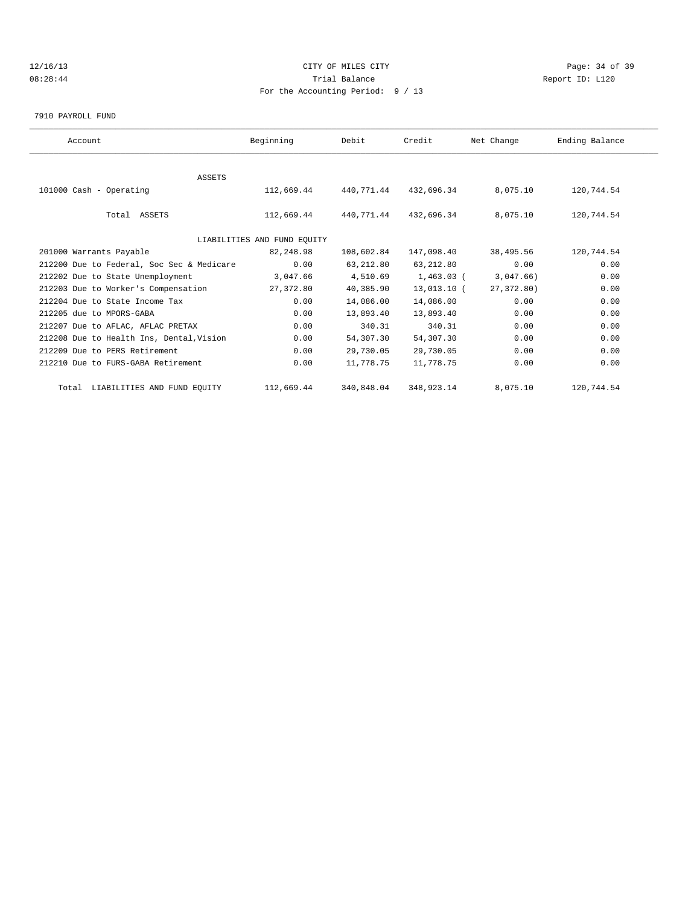CITY OF MILES CITY

Trial Balance

For the Accounting Period: 9 / 13

12/16/13 08:28:44 Report ID: L120

7910 PAYROLL FUND

| Account | Beginning | Debit | Credit | Net Change | Ending Balance |
|---|---|---|---|---|---|
| ASSETS | | | | | |
| 101000 Cash - Operating | 112,669.44 | 440,771.44 | 432,696.34 | 8,075.10 | 120,744.54 |
| Total ASSETS | 112,669.44 | 440,771.44 | 432,696.34 | 8,075.10 | 120,744.54 |
| LIABILITIES AND FUND EQUITY | | | | | |
| 201000 Warrants Payable | 82,248.98 | 108,602.84 | 147,098.40 | 38,495.56 | 120,744.54 |
| 212200 Due to Federal, Soc Sec & Medicare | 0.00 | 63,212.80 | 63,212.80 | 0.00 | 0.00 |
| 212202 Due to State Unemployment | 3,047.66 | 4,510.69 | 1,463.03 | ( 3,047.66) | 0.00 |
| 212203 Due to Worker's Compensation | 27,372.80 | 40,385.90 | 13,013.10 | ( 27,372.80) | 0.00 |
| 212204 Due to State Income Tax | 0.00 | 14,086.00 | 14,086.00 | 0.00 | 0.00 |
| 212205 due to MPORS-GABA | 0.00 | 13,893.40 | 13,893.40 | 0.00 | 0.00 |
| 212207 Due to AFLAC, AFLAC PRETAX | 0.00 | 340.31 | 340.31 | 0.00 | 0.00 |
| 212208 Due to Health Ins, Dental,Vision | 0.00 | 54,307.30 | 54,307.30 | 0.00 | 0.00 |
| 212209 Due to PERS Retirement | 0.00 | 29,730.05 | 29,730.05 | 0.00 | 0.00 |
| 212210 Due to FURS-GABA Retirement | 0.00 | 11,778.75 | 11,778.75 | 0.00 | 0.00 |
| Total LIABILITIES AND FUND EQUITY | 112,669.44 | 340,848.04 | 348,923.14 | 8,075.10 | 120,744.54 |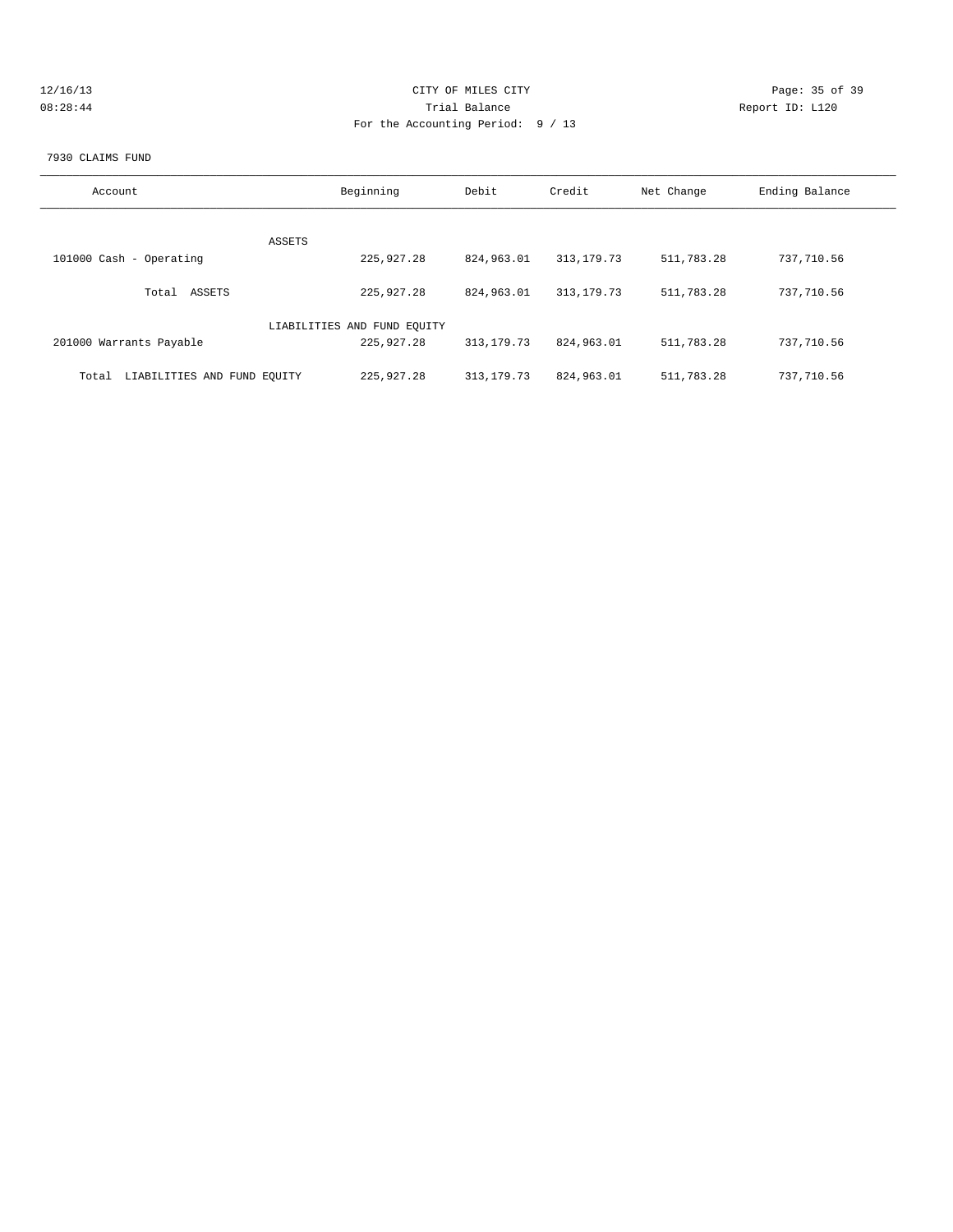CITY OF MILES CITY

Trial Balance

For the Accounting Period: 9 / 13

12/16/13
08:28:44

Report ID: L120

7930 CLAIMS FUND

| Account | Beginning | Debit | Credit | Net Change | Ending Balance |
|---|---|---|---|---|---|
| ASSETS | | | | | |
| 101000 Cash - Operating | 225,927.28 | 824,963.01 | 313,179.73 | 511,783.28 | 737,710.56 |
| Total ASSETS | 225,927.28 | 824,963.01 | 313,179.73 | 511,783.28 | 737,710.56 |
| LIABILITIES AND FUND EQUITY | | | | | |
| 201000 Warrants Payable | 225,927.28 | 313,179.73 | 824,963.01 | 511,783.28 | 737,710.56 |
| Total LIABILITIES AND FUND EQUITY | 225,927.28 | 313,179.73 | 824,963.01 | 511,783.28 | 737,710.56 |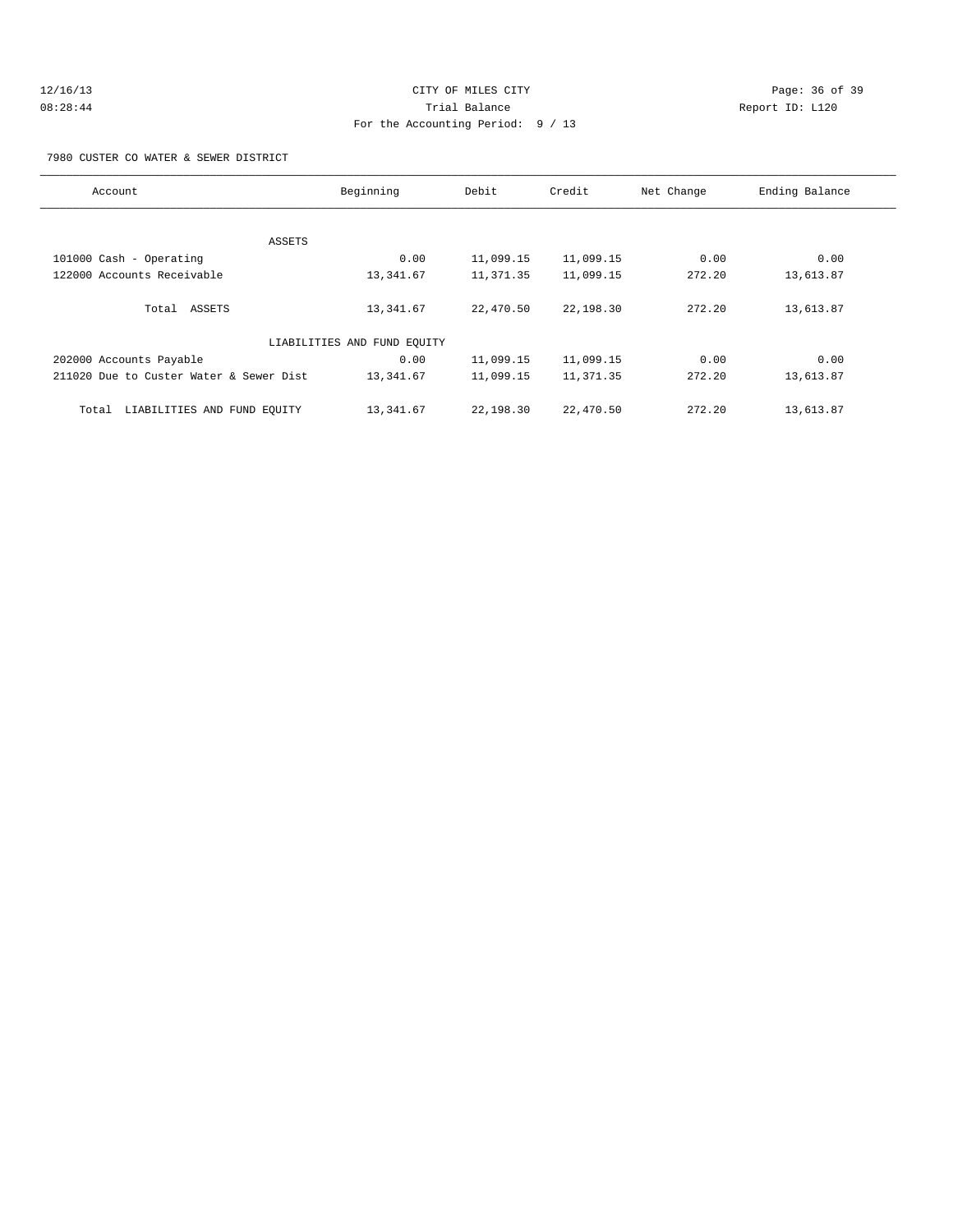CITY OF MILES CITY

Trial Balance

For the Accounting Period: 9 / 13

12/16/13
08:28:44

Report ID: L120

7980 CUSTER CO WATER & SEWER DISTRICT

| Account | Beginning | Debit | Credit | Net Change | Ending Balance |
|---|---|---|---|---|---|
| ASSETS | | | | | |
| 101000 Cash - Operating | 0.00 | 11,099.15 | 11,099.15 | 0.00 | 0.00 |
| 122000 Accounts Receivable | 13,341.67 | 11,371.35 | 11,099.15 | 272.20 | 13,613.87 |
| Total ASSETS | 13,341.67 | 22,470.50 | 22,198.30 | 272.20 | 13,613.87 |
| LIABILITIES AND FUND EQUITY | | | | | |
| 202000 Accounts Payable | 0.00 | 11,099.15 | 11,099.15 | 0.00 | 0.00 |
| 211020 Due to Custer Water & Sewer Dist | 13,341.67 | 11,099.15 | 11,371.35 | 272.20 | 13,613.87 |
| Total LIABILITIES AND FUND EQUITY | 13,341.67 | 22,198.30 | 22,470.50 | 272.20 | 13,613.87 |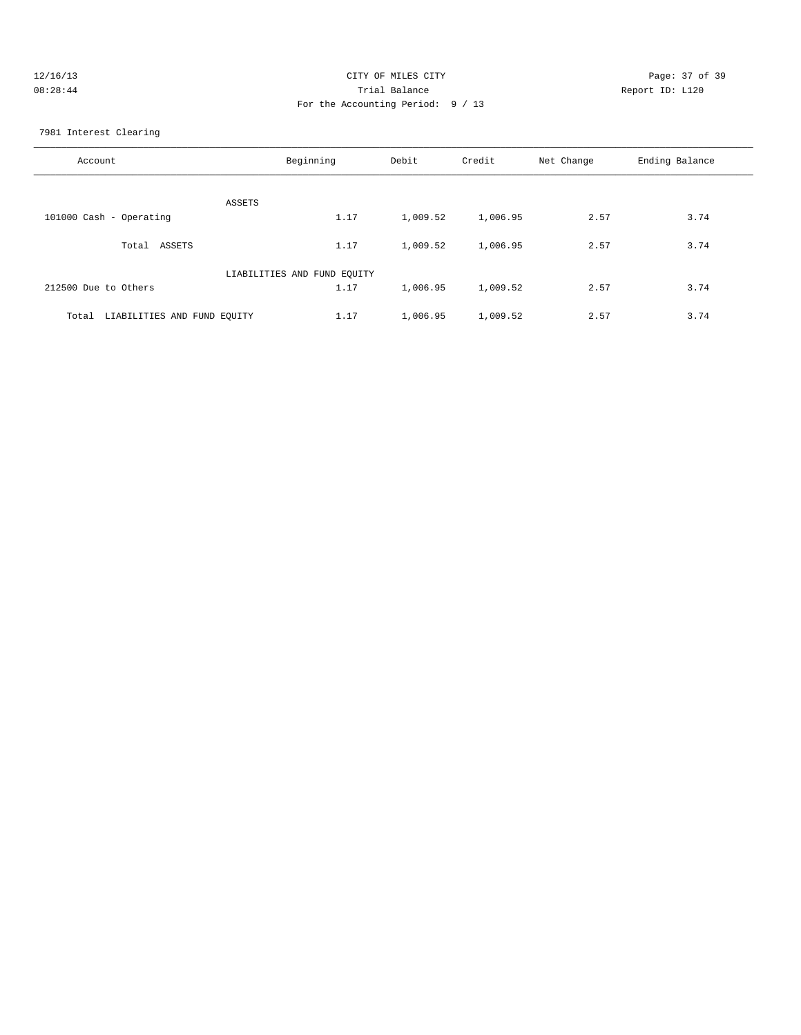CITY OF MILES CITY
Trial Balance
For the Accounting Period: 9 / 13

12/16/13
08:28:44

Report ID: L120

7981 Interest Clearing

| Account | Beginning | Debit | Credit | Net Change | Ending Balance |
|---|---|---|---|---|---|
| ASSETS | | | | | |
| 101000 Cash - Operating | 1.17 | 1,009.52 | 1,006.95 | 2.57 | 3.74 |
| Total ASSETS | 1.17 | 1,009.52 | 1,006.95 | 2.57 | 3.74 |
| LIABILITIES AND FUND EQUITY | | | | | |
| 212500 Due to Others | 1.17 | 1,006.95 | 1,009.52 | 2.57 | 3.74 |
| Total LIABILITIES AND FUND EQUITY | 1.17 | 1,006.95 | 1,009.52 | 2.57 | 3.74 |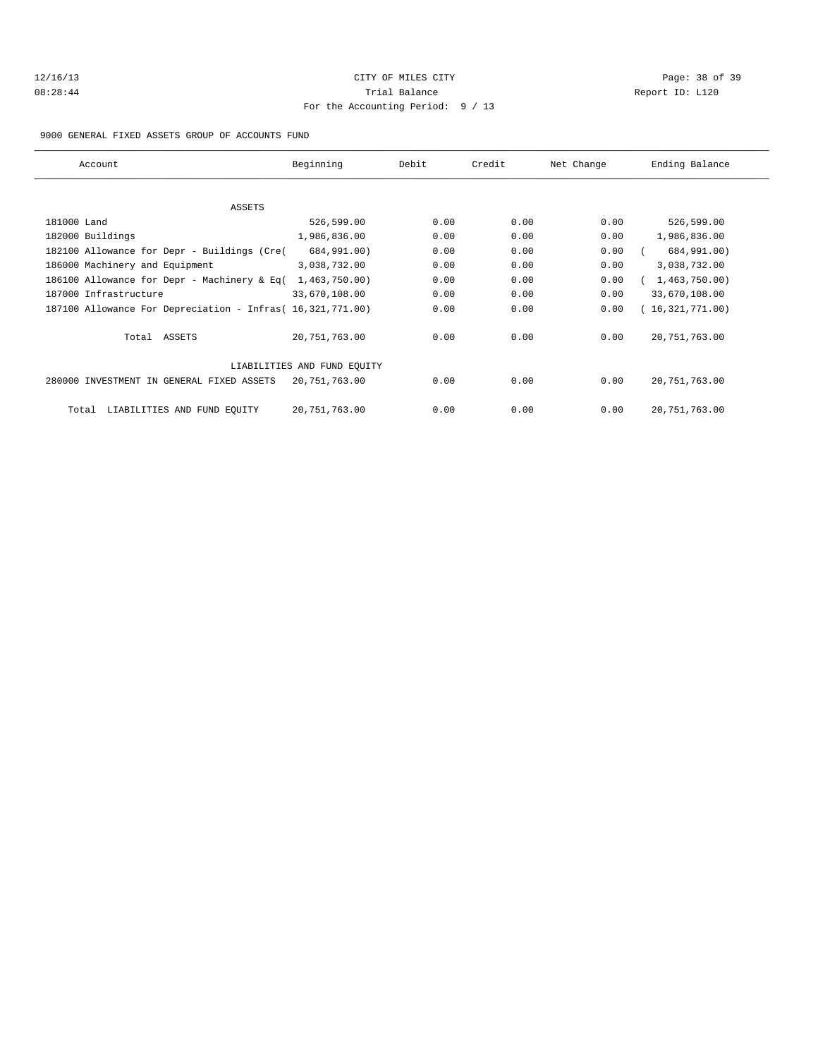CITY OF MILES CITY

Trial Balance

For the Accounting Period: 9 / 13

12/16/13 08:28:44 Report ID: L120

9000 GENERAL FIXED ASSETS GROUP OF ACCOUNTS FUND

| Account | Beginning | Debit | Credit | Net Change | Ending Balance |
|---|---|---|---|---|---|
| ASSETS | | | | | |
| 181000 Land | 526,599.00 | 0.00 | 0.00 | 0.00 | 526,599.00 |
| 182000 Buildings | 1,986,836.00 | 0.00 | 0.00 | 0.00 | 1,986,836.00 |
| 182100 Allowance for Depr - Buildings (Cre( | 684,991.00) | 0.00 | 0.00 | 0.00 | ( 684,991.00) |
| 186000 Machinery and Equipment | 3,038,732.00 | 0.00 | 0.00 | 0.00 | 3,038,732.00 |
| 186100 Allowance for Depr - Machinery & Eq( | 1,463,750.00) | 0.00 | 0.00 | 0.00 | ( 1,463,750.00) |
| 187000 Infrastructure | 33,670,108.00 | 0.00 | 0.00 | 0.00 | 33,670,108.00 |
| 187100 Allowance For Depreciation - Infras( | 16,321,771.00) | 0.00 | 0.00 | 0.00 | ( 16,321,771.00) |
| Total ASSETS | 20,751,763.00 | 0.00 | 0.00 | 0.00 | 20,751,763.00 |
| LIABILITIES AND FUND EQUITY | | | | | |
| 280000 INVESTMENT IN GENERAL FIXED ASSETS | 20,751,763.00 | 0.00 | 0.00 | 0.00 | 20,751,763.00 |
| Total LIABILITIES AND FUND EQUITY | 20,751,763.00 | 0.00 | 0.00 | 0.00 | 20,751,763.00 |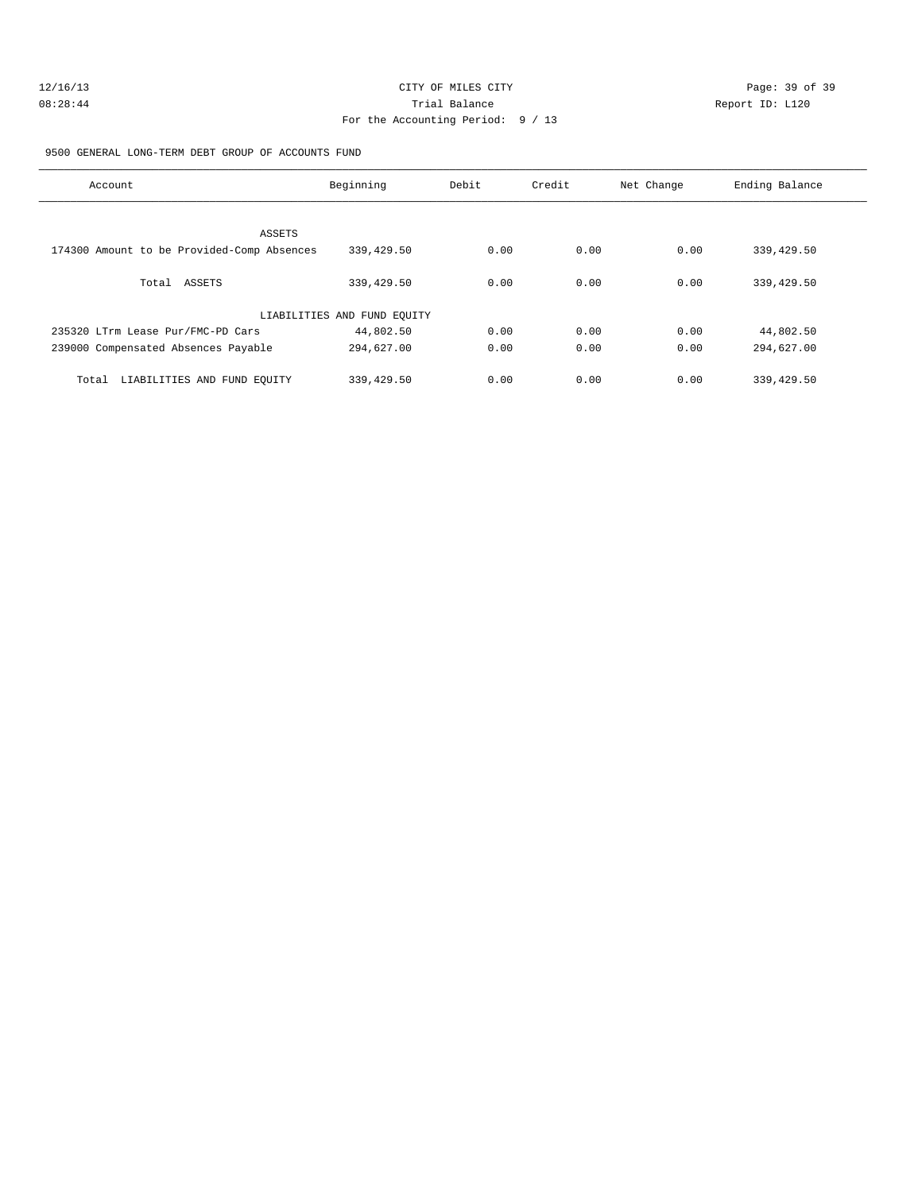CITY OF MILES CITY

Trial Balance

For the Accounting Period: 9 / 13

12/16/13
08:28:44

Report ID: L120

9500 GENERAL LONG-TERM DEBT GROUP OF ACCOUNTS FUND

| Account | Beginning | Debit | Credit | Net Change | Ending Balance |
|---|---|---|---|---|---|
| ASSETS | | | | | |
| 174300 Amount to be Provided-Comp Absences | 339,429.50 | 0.00 | 0.00 | 0.00 | 339,429.50 |
| Total ASSETS | 339,429.50 | 0.00 | 0.00 | 0.00 | 339,429.50 |
| LIABILITIES AND FUND EQUITY | | | | | |
| 235320 LTrm Lease Pur/FMC-PD Cars | 44,802.50 | 0.00 | 0.00 | 0.00 | 44,802.50 |
| 239000 Compensated Absences Payable | 294,627.00 | 0.00 | 0.00 | 0.00 | 294,627.00 |
| Total LIABILITIES AND FUND EQUITY | 339,429.50 | 0.00 | 0.00 | 0.00 | 339,429.50 |